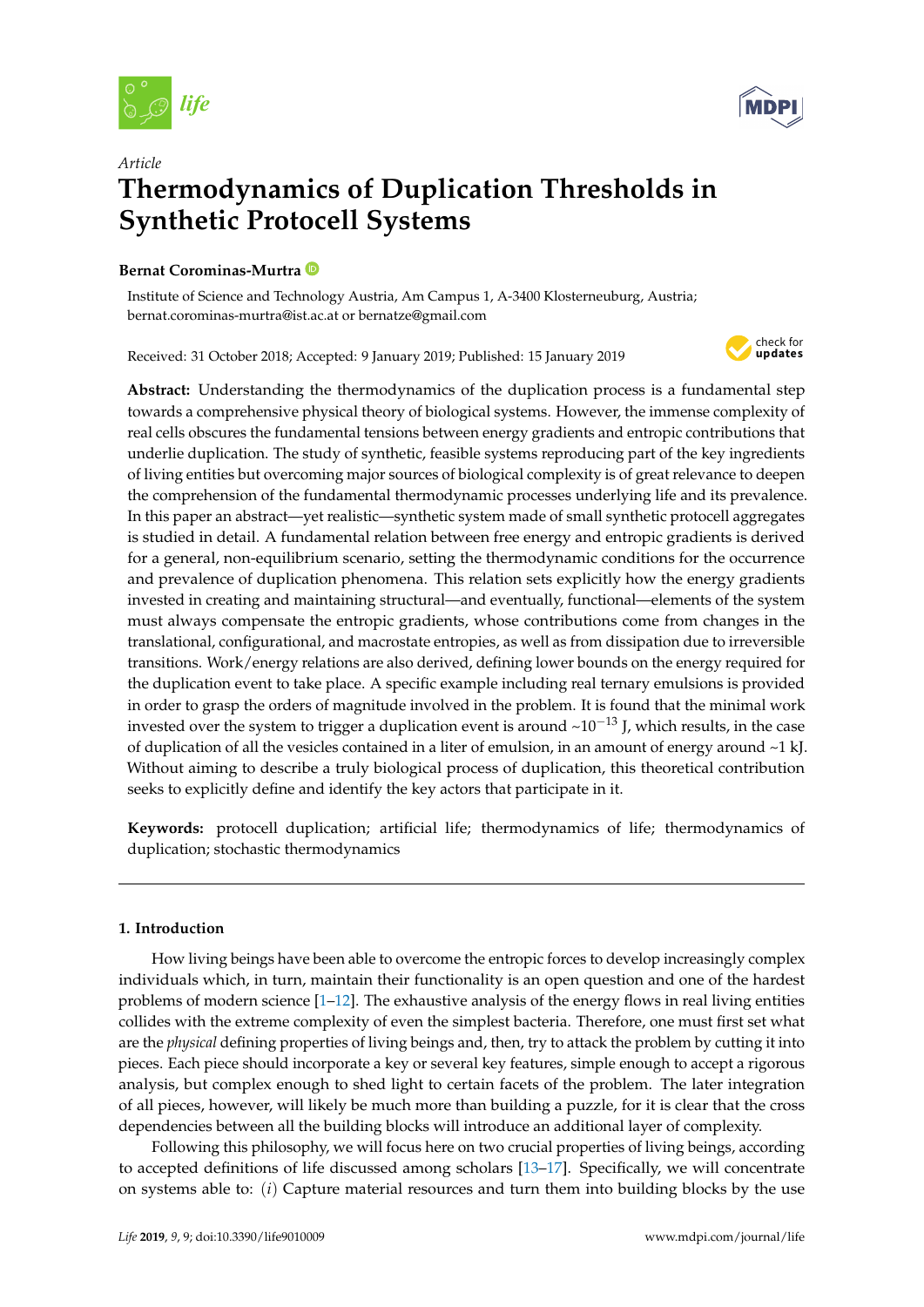*Article*

# Thermodynamics of Duplication Thresholds in Synthetic Protocell Systems

**Bernat Corominas-Murtra**

Institute of Science and Technology Austria, Am Campus 1, A-3400 Klosterneuburg, Austria; bernat.corominas-murtra@ist.ac.at or bernatze@gmail.com

Received: 31 October 2018; Accepted: 9 January 2019; Published: 15 January 2019

**Abstract:** Understanding the thermodynamics of the duplication process is a fundamental step towards a comprehensive physical theory of biological systems. However, the immense complexity of real cells obscures the fundamental tensions between energy gradients and entropic contributions that underlie duplication. The study of synthetic, feasible systems reproducing part of the key ingredients of living entities but overcoming major sources of biological complexity is of great relevance to deepen the comprehension of the fundamental thermodynamic processes underlying life and its prevalence. In this paper an abstract—yet realistic—synthetic system made of small synthetic protocell aggregates is studied in detail. A fundamental relation between free energy and entropic gradients is derived for a general, non-equilibrium scenario, setting the thermodynamic conditions for the occurrence and prevalence of duplication phenomena. This relation sets explicitly how the energy gradients invested in creating and maintaining structural—and eventually, functional—elements of the system must always compensate the entropic gradients, whose contributions come from changes in the translational, configurational, and macrostate entropies, as well as from dissipation due to irreversible transitions. Work/energy relations are also derived, defining lower bounds on the energy required for the duplication event to take place. A specific example including real ternary emulsions is provided in order to grasp the orders of magnitude involved in the problem. It is found that the minimal work invested over the system to trigger a duplication event is around $\sim 10^{-13}$ J, which results, in the case of duplication of all the vesicles contained in a liter of emulsion, in an amount of energy around ~1 kJ. Without aiming to describe a truly biological process of duplication, this theoretical contribution seeks to explicitly define and identify the key actors that participate in it.

**Keywords:** protocell duplication; artificial life; thermodynamics of life; thermodynamics of duplication; stochastic thermodynamics

## 1. Introduction

How living beings have been able to overcome the entropic forces to develop increasingly complex individuals which, in turn, maintain their functionality is an open question and one of the hardest problems of modern science [1–12]. The exhaustive analysis of the energy flows in real living entities collides with the extreme complexity of even the simplest bacteria. Therefore, one must first set what are the *physical* defining properties of living beings and, then, try to attack the problem by cutting it into pieces. Each piece should incorporate a key or several key features, simple enough to accept a rigorous analysis, but complex enough to shed light to certain facets of the problem. The later integration of all pieces, however, will likely be much more than building a puzzle, for it is clear that the cross dependencies between all the building blocks will introduce an additional layer of complexity.

Following this philosophy, we will focus here on two crucial properties of living beings, according to accepted definitions of life discussed among scholars [13–17]. Specifically, we will concentrate on systems able to: $(i)$ Capture material resources and turn them into building blocks by the use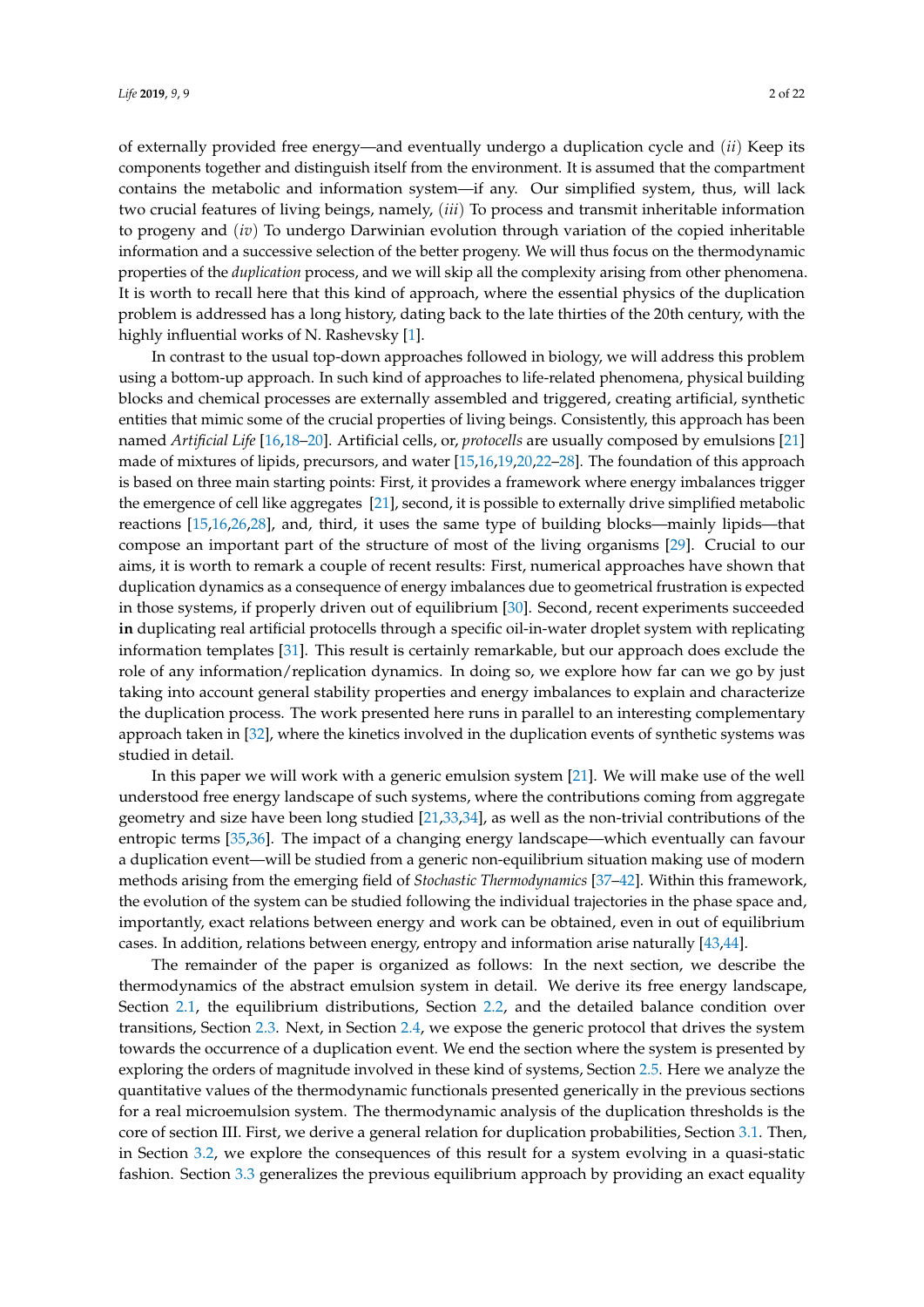of externally provided free energy—and eventually undergo a duplication cycle and (*ii*) Keep its components together and distinguish itself from the environment. It is assumed that the compartment contains the metabolic and information system—if any. Our simplified system, thus, will lack two crucial features of living beings, namely, (*iii*) To process and transmit inheritable information to progeny and (*iv*) To undergo Darwinian evolution through variation of the copied inheritable information and a successive selection of the better progeny. We will thus focus on the thermodynamic properties of the *duplication* process, and we will skip all the complexity arising from other phenomena. It is worth to recall here that this kind of approach, where the essential physics of the duplication problem is addressed has a long history, dating back to the late thirties of the 20th century, with the highly influential works of N. Rashevsky [1].

In contrast to the usual top-down approaches followed in biology, we will address this problem using a bottom-up approach. In such kind of approaches to life-related phenomena, physical building blocks and chemical processes are externally assembled and triggered, creating artificial, synthetic entities that mimic some of the crucial properties of living beings. Consistently, this approach has been named *Artificial Life* [16,18–20]. Artificial cells, or, *protocells* are usually composed by emulsions [21] made of mixtures of lipids, precursors, and water [15,16,19,20,22–28]. The foundation of this approach is based on three main starting points: First, it provides a framework where energy imbalances trigger the emergence of cell like aggregates [21], second, it is possible to externally drive simplified metabolic reactions [15,16,26,28], and, third, it uses the same type of building blocks—mainly lipids—that compose an important part of the structure of most of the living organisms [29]. Crucial to our aims, it is worth to remark a couple of recent results: First, numerical approaches have shown that duplication dynamics as a consequence of energy imbalances due to geometrical frustration is expected in those systems, if properly driven out of equilibrium [30]. Second, recent experiments succeeded **in** duplicating real artificial protocells through a specific oil-in-water droplet system with replicating information templates [31]. This result is certainly remarkable, but our approach does exclude the role of any information/replication dynamics. In doing so, we explore how far can we go by just taking into account general stability properties and energy imbalances to explain and characterize the duplication process. The work presented here runs in parallel to an interesting complementary approach taken in [32], where the kinetics involved in the duplication events of synthetic systems was studied in detail.

In this paper we will work with a generic emulsion system [21]. We will make use of the well understood free energy landscape of such systems, where the contributions coming from aggregate geometry and size have been long studied [21,33,34], as well as the non-trivial contributions of the entropic terms [35,36]. The impact of a changing energy landscape—which eventually can favour a duplication event—will be studied from a generic non-equilibrium situation making use of modern methods arising from the emerging field of *Stochastic Thermodynamics* [37–42]. Within this framework, the evolution of the system can be studied following the individual trajectories in the phase space and, importantly, exact relations between energy and work can be obtained, even in out of equilibrium cases. In addition, relations between energy, entropy and information arise naturally [43,44].

The remainder of the paper is organized as follows: In the next section, we describe the thermodynamics of the abstract emulsion system in detail. We derive its free energy landscape, Section 2.1, the equilibrium distributions, Section 2.2, and the detailed balance condition over transitions, Section 2.3. Next, in Section 2.4, we expose the generic protocol that drives the system towards the occurrence of a duplication event. We end the section where the system is presented by exploring the orders of magnitude involved in these kind of systems, Section 2.5. Here we analyze the quantitative values of the thermodynamic functionals presented generically in the previous sections for a real microemulsion system. The thermodynamic analysis of the duplication thresholds is the core of section III. First, we derive a general relation for duplication probabilities, Section 3.1. Then, in Section 3.2, we explore the consequences of this result for a system evolving in a quasi-static fashion. Section 3.3 generalizes the previous equilibrium approach by providing an exact equality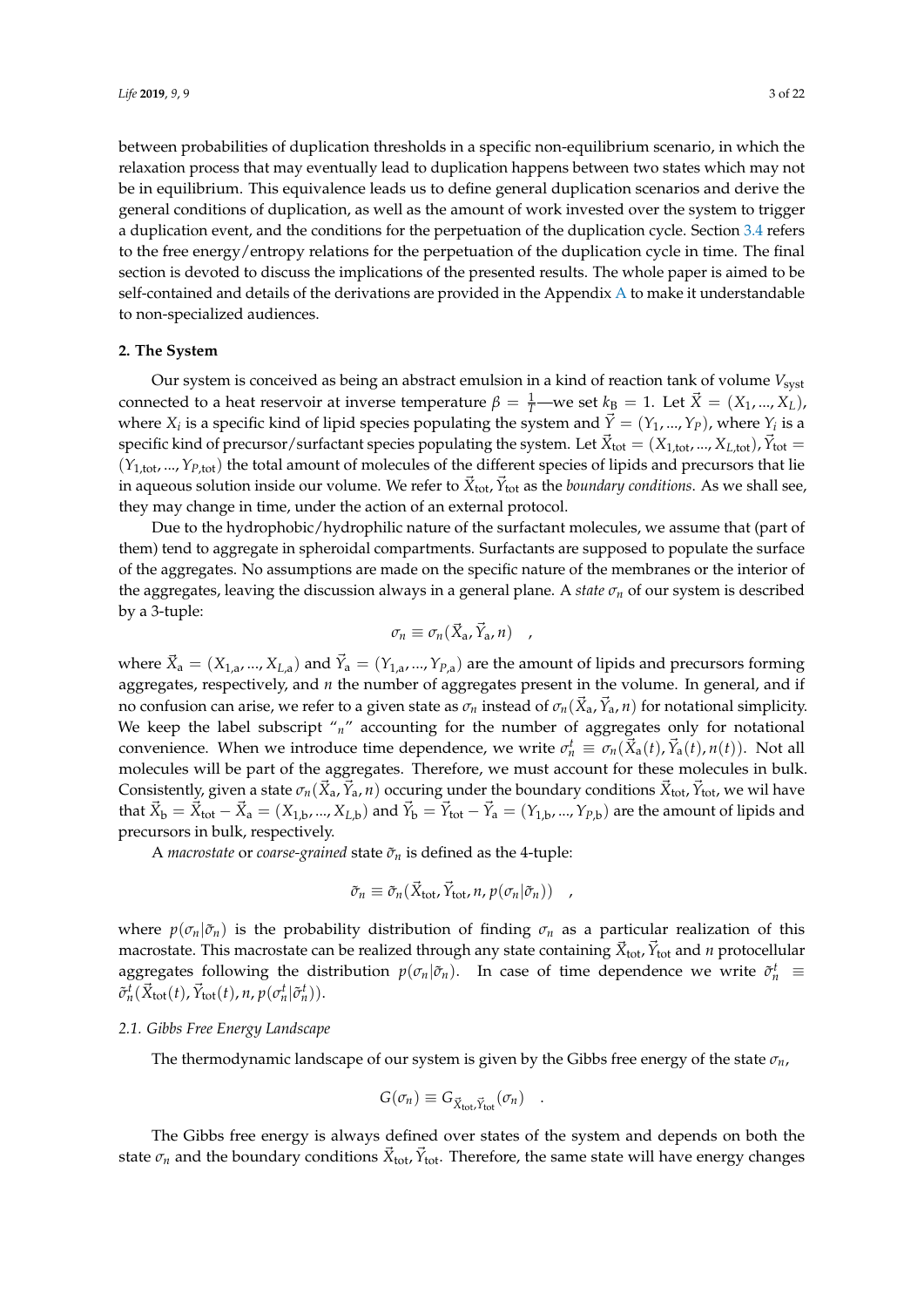between probabilities of duplication thresholds in a specific non-equilibrium scenario, in which the relaxation process that may eventually lead to duplication happens between two states which may not be in equilibrium. This equivalence leads us to define general duplication scenarios and derive the general conditions of duplication, as well as the amount of work invested over the system to trigger a duplication event, and the conditions for the perpetuation of the duplication cycle. Section 3.4 refers to the free energy/entropy relations for the perpetuation of the duplication cycle in time. The final section is devoted to discuss the implications of the presented results. The whole paper is aimed to be self-contained and details of the derivations are provided in the Appendix A to make it understandable to non-specialized audiences.

## 2. The System

Our system is conceived as being an abstract emulsion in a kind of reaction tank of volume $V_{\rm syst}$ connected to a heat reservoir at inverse temperature $\beta = \frac{1}{T}$—we set $k_{\rm B} = 1$. Let $\vec{X} = (X_1, ..., X_L)$, where $X_i$ is a specific kind of lipid species populating the system and $\vec{Y} = (Y_1, ..., Y_P)$, where $Y_i$ is a specific kind of precursor/surfactant species populating the system. Let $\vec{X}_{\rm tot} = (X_{1,{\rm tot}}, ..., X_{L,{\rm tot}})$, $\vec{Y}_{\rm tot} = (Y_{1,{\rm tot}}, ..., Y_{P,{\rm tot}})$ the total amount of molecules of the different species of lipids and precursors that lie in aqueous solution inside our volume. We refer to $\vec{X}_{\rm tot}, \vec{Y}_{\rm tot}$ as the *boundary conditions*. As we shall see, they may change in time, under the action of an external protocol.

Due to the hydrophobic/hydrophilic nature of the surfactant molecules, we assume that (part of them) tend to aggregate in spheroidal compartments. Surfactants are supposed to populate the surface of the aggregates. No assumptions are made on the specific nature of the membranes or the interior of the aggregates, leaving the discussion always in a general plane. A *state* $\sigma_n$ of our system is described by a 3-tuple:

$$\sigma_n \equiv \sigma_n(\vec{X}_{\rm a}, \vec{Y}_{\rm a}, n) \quad ,$$

where $\vec{X}_{\rm a} = (X_{1,{\rm a}}, ..., X_{L,{\rm a}})$ and $\vec{Y}_{\rm a} = (Y_{1,{\rm a}}, ..., Y_{P,{\rm a}})$ are the amount of lipids and precursors forming aggregates, respectively, and $n$ the number of aggregates present in the volume. In general, and if no confusion can arise, we refer to a given state as $\sigma_n$ instead of $\sigma_n(\vec{X}_{\rm a}, \vec{Y}_{\rm a}, n)$ for notational simplicity. We keep the label subscript "$n$" accounting for the number of aggregates only for notational convenience. When we introduce time dependence, we write $\sigma_n^t \equiv \sigma_n(\vec{X}_{\rm a}(t), \vec{Y}_{\rm a}(t), n(t))$. Not all molecules will be part of the aggregates. Therefore, we must account for these molecules in bulk. Consistently, given a state $\sigma_n(\vec{X}_{\rm a}, \vec{Y}_{\rm a}, n)$ occuring under the boundary conditions $\vec{X}_{\rm tot}, \vec{Y}_{\rm tot}$, we wil have that $\vec{X}_{\rm b} = \vec{X}_{\rm tot} - \vec{X}_{\rm a} = (X_{1,{\rm b}}, ..., X_{L,{\rm b}})$ and $\vec{Y}_{\rm b} = \vec{Y}_{\rm tot} - \vec{Y}_{\rm a} = (Y_{1,{\rm b}}, ..., Y_{P,{\rm b}})$ are the amount of lipids and precursors in bulk, respectively.

A *macrostate* or *coarse-grained* state $\tilde{\sigma}_n$ is defined as the 4-tuple:

$$\tilde{\sigma}_n \equiv \tilde{\sigma}_n(\vec{X}_{\rm tot}, \vec{Y}_{\rm tot}, n, p(\sigma_n|\tilde{\sigma}_n)) \quad ,$$

where $p(\sigma_n|\tilde{\sigma}_n)$ is the probability distribution of finding $\sigma_n$ as a particular realization of this macrostate. This macrostate can be realized through any state containing $\vec{X}_{\rm tot}, \vec{Y}_{\rm tot}$ and $n$ protocellular aggregates following the distribution $p(\sigma_n|\tilde{\sigma}_n)$. In case of time dependence we write $\tilde{\sigma}_n^t \equiv \tilde{\sigma}_n^t(\vec{X}_{\rm tot}(t), \vec{Y}_{\rm tot}(t), n, p(\sigma_n^t|\tilde{\sigma}_n^t))$.

### 2.1. Gibbs Free Energy Landscape

The thermodynamic landscape of our system is given by the Gibbs free energy of the state $\sigma_n$,

$$G(\sigma_n) \equiv G_{\vec{X}_{\rm tot}, \vec{Y}_{\rm tot}}(\sigma_n) \quad .$$

The Gibbs free energy is always defined over states of the system and depends on both the state $\sigma_n$ and the boundary conditions $\vec{X}_{\rm tot}, \vec{Y}_{\rm tot}$. Therefore, the same state will have energy changes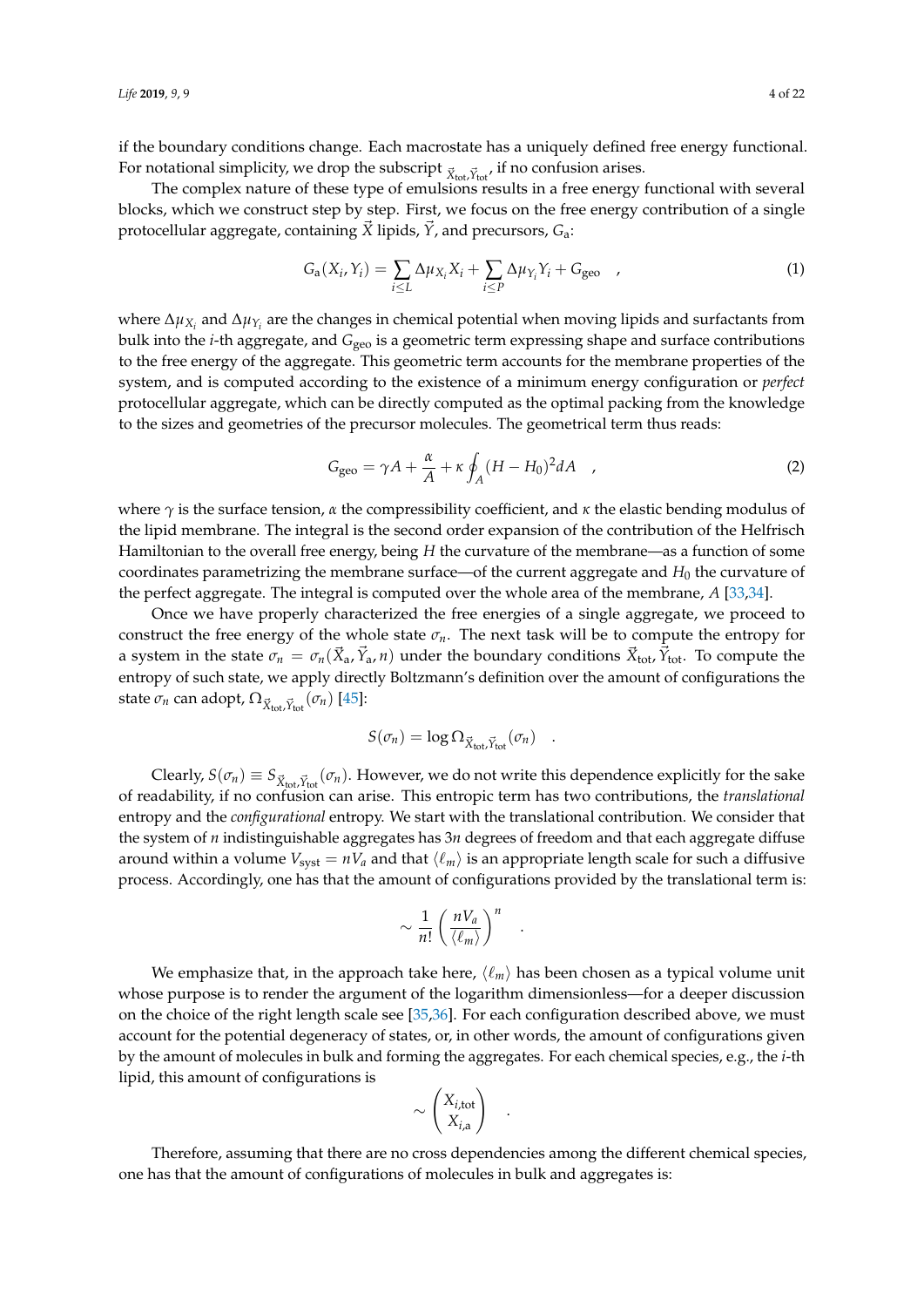if the boundary conditions change. Each macrostate has a uniquely defined free energy functional. For notational simplicity, we drop the subscript $_{\vec{X}_{\text{tot}},\vec{Y}_{\text{tot}}}$, if no confusion arises.

The complex nature of these type of emulsions results in a free energy functional with several blocks, which we construct step by step. First, we focus on the free energy contribution of a single protocellular aggregate, containing $\vec{X}$ lipids, $\vec{Y}$, and precursors, $G_{\text{a}}$:

$$G_{\text{a}}(X_i, Y_i) = \sum_{i \leq L} \Delta\mu_{X_i} X_i + \sum_{i \leq P} \Delta\mu_{Y_i} Y_i + G_{\text{geo}} \quad , \tag{1}$$

where $\Delta\mu_{X_i}$ and $\Delta\mu_{Y_i}$ are the changes in chemical potential when moving lipids and surfactants from bulk into the $i$-th aggregate, and $G_{\text{geo}}$ is a geometric term expressing shape and surface contributions to the free energy of the aggregate. This geometric term accounts for the membrane properties of the system, and is computed according to the existence of a minimum energy configuration or *perfect* protocellular aggregate, which can be directly computed as the optimal packing from the knowledge to the sizes and geometries of the precursor molecules. The geometrical term thus reads:

$$G_{\text{geo}} = \gamma A + \frac{\alpha}{A} + \kappa \oint_A (H - H_0)^2 dA \quad , \tag{2}$$

where $\gamma$ is the surface tension, $\alpha$ the compressibility coefficient, and $\kappa$ the elastic bending modulus of the lipid membrane. The integral is the second order expansion of the contribution of the Helfrisch Hamiltonian to the overall free energy, being $H$ the curvature of the membrane—as a function of some coordinates parametrizing the membrane surface—of the current aggregate and $H_0$ the curvature of the perfect aggregate. The integral is computed over the whole area of the membrane, $A$ [33,34].

Once we have properly characterized the free energies of a single aggregate, we proceed to construct the free energy of the whole state $\sigma_n$. The next task will be to compute the entropy for a system in the state $\sigma_n = \sigma_n(\vec{X}_{\text{a}}, \vec{Y}_{\text{a}}, n)$ under the boundary conditions $\vec{X}_{\text{tot}}, \vec{Y}_{\text{tot}}$. To compute the entropy of such state, we apply directly Boltzmann's definition over the amount of configurations the state $\sigma_n$ can adopt, $\Omega_{\vec{X}_{\text{tot}},\vec{Y}_{\text{tot}}}(\sigma_n)$ [45]:

$$S(\sigma_n) = \log \Omega_{\vec{X}_{\text{tot}},\vec{Y}_{\text{tot}}}(\sigma_n) \quad .$$

Clearly, $S(\sigma_n) \equiv S_{\vec{X}_{\text{tot}},\vec{Y}_{\text{tot}}}(\sigma_n)$. However, we do not write this dependence explicitly for the sake of readability, if no confusion can arise. This entropic term has two contributions, the *translational* entropy and the *configurational* entropy. We start with the translational contribution. We consider that the system of $n$ indistinguishable aggregates has $3n$ degrees of freedom and that each aggregate diffuse around within a volume $V_{\text{syst}} = nV_a$ and that $\langle \ell_m \rangle$ is an appropriate length scale for such a diffusive process. Accordingly, one has that the amount of configurations provided by the translational term is:

$$\sim \frac{1}{n!} \left( \frac{nV_a}{\langle \ell_m \rangle} \right)^n \quad .$$

We emphasize that, in the approach take here, $\langle \ell_m \rangle$ has been chosen as a typical volume unit whose purpose is to render the argument of the logarithm dimensionless—for a deeper discussion on the choice of the right length scale see [35,36]. For each configuration described above, we must account for the potential degeneracy of states, or, in other words, the amount of configurations given by the amount of molecules in bulk and forming the aggregates. For each chemical species, e.g., the $i$-th lipid, this amount of configurations is

$$\sim \binom{X_{i,\text{tot}}}{X_{i,\text{a}}} \quad .$$

Therefore, assuming that there are no cross dependencies among the different chemical species, one has that the amount of configurations of molecules in bulk and aggregates is: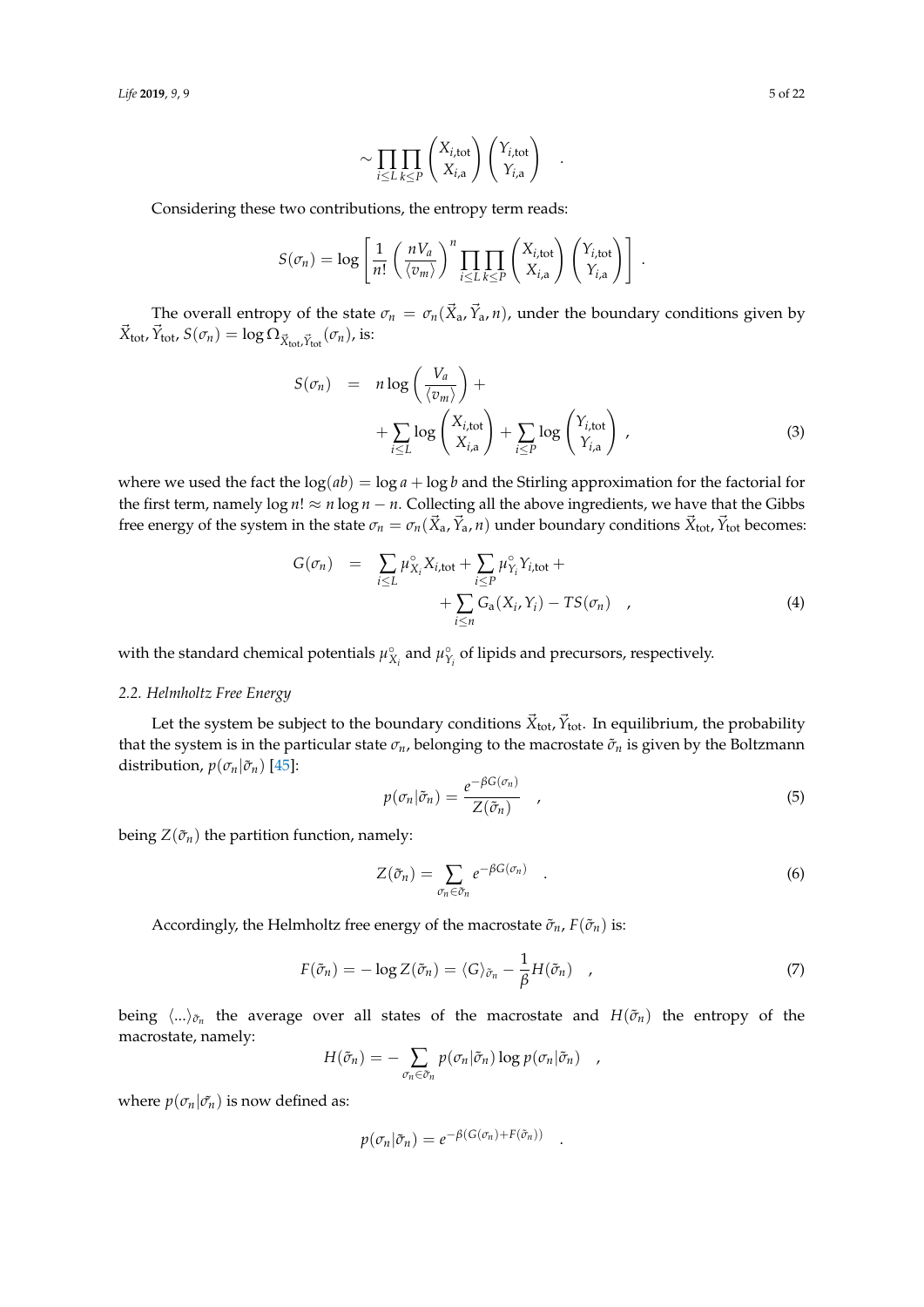$$\sim \prod_{i \leq L} \prod_{k \leq P} \binom{X_{i,\text{tot}}}{X_{i,\text{a}}} \binom{Y_{i,\text{tot}}}{Y_{i,\text{a}}} \quad .$$

Considering these two contributions, the entropy term reads:

$$S(\sigma_n) = \log \left[ \frac{1}{n!} \left( \frac{nV_a}{\langle v_m \rangle} \right)^n \prod_{i \leq L} \prod_{k \leq P} \binom{X_{i,\text{tot}}}{X_{i,\text{a}}} \binom{Y_{i,\text{tot}}}{Y_{i,\text{a}}} \right] \; .$$

The overall entropy of the state $\sigma_n = \sigma_n(\vec{X}_\text{a}, \vec{Y}_\text{a}, n)$, under the boundary conditions given by $\vec{X}_\text{tot}, \vec{Y}_\text{tot}$, $S(\sigma_n) = \log \Omega_{\vec{X}_\text{tot}, \vec{Y}_\text{tot}}(\sigma_n)$, is:

$$\begin{aligned} S(\sigma_n) &= n \log \left( \frac{V_a}{\langle v_m \rangle} \right) + \\ &\quad + \sum_{i \leq L} \log \binom{X_{i,\text{tot}}}{X_{i,\text{a}}} + \sum_{i \leq P} \log \binom{Y_{i,\text{tot}}}{Y_{i,\text{a}}} \quad , \end{aligned} \tag{3}$$

where we used the fact the $\log(ab) = \log a + \log b$ and the Stirling approximation for the factorial for the first term, namely $\log n! \approx n \log n - n$. Collecting all the above ingredients, we have that the Gibbs free energy of the system in the state $\sigma_n = \sigma_n(\vec{X}_\text{a}, \vec{Y}_\text{a}, n)$ under boundary conditions $\vec{X}_\text{tot}, \vec{Y}_\text{tot}$ becomes:

$$\begin{aligned} G(\sigma_n) &= \sum_{i \leq L} \mu^\circ_{X_i} X_{i,\text{tot}} + \sum_{i \leq P} \mu^\circ_{Y_i} Y_{i,\text{tot}} + \\ &\quad + \sum_{i \leq n} G_\text{a}(X_i, Y_i) - TS(\sigma_n) \quad , \end{aligned} \tag{4}$$

with the standard chemical potentials $\mu^\circ_{X_i}$ and $\mu^\circ_{Y_i}$ of lipids and precursors, respectively.

### 2.2. Helmholtz Free Energy

Let the system be subject to the boundary conditions $\vec{X}_\text{tot}, \vec{Y}_\text{tot}$. In equilibrium, the probability that the system is in the particular state $\sigma_n$, belonging to the macrostate $\tilde{\sigma}_n$ is given by the Boltzmann distribution, $p(\sigma_n|\tilde{\sigma}_n)$ [45]:

$$p(\sigma_n|\tilde{\sigma}_n) = \frac{e^{-\beta G(\sigma_n)}}{Z(\tilde{\sigma}_n)} \quad , \tag{5}$$

being $Z(\tilde{\sigma}_n)$ the partition function, namely:

$$Z(\tilde{\sigma}_n) = \sum_{\sigma_n \in \tilde{\sigma}_n} e^{-\beta G(\sigma_n)} \quad . \tag{6}$$

Accordingly, the Helmholtz free energy of the macrostate $\tilde{\sigma}_n$, $F(\tilde{\sigma}_n)$ is:

$$F(\tilde{\sigma}_n) = -\log Z(\tilde{\sigma}_n) = \langle G \rangle_{\tilde{\sigma}_n} - \frac{1}{\beta} H(\tilde{\sigma}_n) \quad , \tag{7}$$

being $\langle ... \rangle_{\tilde{\sigma}_n}$ the average over all states of the macrostate and $H(\tilde{\sigma}_n)$ the entropy of the macrostate, namely:

$$H(\tilde{\sigma}_n) = -\sum_{\sigma_n \in \tilde{\sigma}_n} p(\sigma_n|\tilde{\sigma}_n) \log p(\sigma_n|\tilde{\sigma}_n) \quad ,$$

where $p(\sigma_n|\tilde{\sigma_n})$ is now defined as:

$$p(\sigma_n|\tilde{\sigma}_n) = e^{-\beta(G(\sigma_n) + F(\tilde{\sigma}_n))} \quad .$$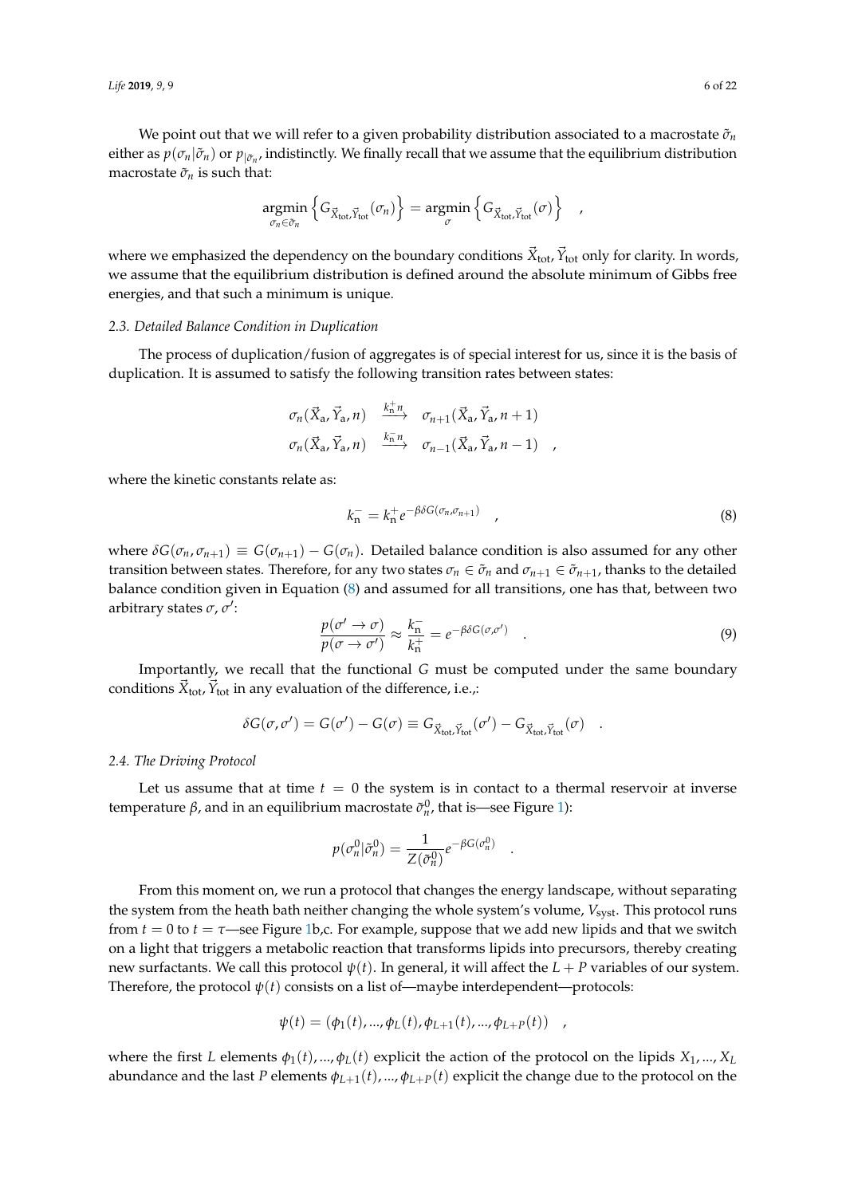We point out that we will refer to a given probability distribution associated to a macrostate $\tilde{\sigma}_n$ either as $p(\sigma_n|\tilde{\sigma}_n)$ or $p_{|\tilde{\sigma}_n}$, indistinctly. We finally recall that we assume that the equilibrium distribution macrostate $\tilde{\sigma}_n$ is such that:

$$\underset{\sigma_n \in \tilde{\sigma}_n}{\operatorname{argmin}} \left\{ G_{\vec{X}_{\rm tot},\vec{Y}_{\rm tot}}(\sigma_n) \right\} = \underset{\sigma}{\operatorname{argmin}} \left\{ G_{\vec{X}_{\rm tot},\vec{Y}_{\rm tot}}(\sigma) \right\} \quad ,$$

where we emphasized the dependency on the boundary conditions $\vec{X}_{\rm tot}$, $\vec{Y}_{\rm tot}$ only for clarity. In words, we assume that the equilibrium distribution is defined around the absolute minimum of Gibbs free energies, and that such a minimum is unique.

### 2.3. Detailed Balance Condition in Duplication

The process of duplication/fusion of aggregates is of special interest for us, since it is the basis of duplication. It is assumed to satisfy the following transition rates between states:

$$\begin{aligned}
\sigma_n(\vec{X}_{\rm a}, \vec{Y}_{\rm a}, n) &\xrightarrow{\;k_{\rm n}^+ n\;} \sigma_{n+1}(\vec{X}_{\rm a}, \vec{Y}_{\rm a}, n+1) \\
\sigma_n(\vec{X}_{\rm a}, \vec{Y}_{\rm a}, n) &\xrightarrow{\;k_{\rm n}^- n\;} \sigma_{n-1}(\vec{X}_{\rm a}, \vec{Y}_{\rm a}, n-1) \quad ,
\end{aligned}$$

where the kinetic constants relate as:

$$k_{\rm n}^- = k_{\rm n}^+ e^{-\beta \delta G(\sigma_n, \sigma_{n+1})} \quad , \tag{8}$$

where $\delta G(\sigma_n, \sigma_{n+1}) \equiv G(\sigma_{n+1}) - G(\sigma_n)$. Detailed balance condition is also assumed for any other transition between states. Therefore, for any two states $\sigma_n \in \tilde{\sigma}_n$ and $\sigma_{n+1} \in \tilde{\sigma}_{n+1}$, thanks to the detailed balance condition given in Equation (8) and assumed for all transitions, one has that, between two arbitrary states $\sigma$, $\sigma'$:

$$\frac{p(\sigma' \to \sigma)}{p(\sigma \to \sigma')} \approx \frac{k_{\rm n}^-}{k_{\rm n}^+} = e^{-\beta \delta G(\sigma, \sigma')} \quad . \tag{9}$$

Importantly, we recall that the functional $G$ must be computed under the same boundary conditions $\vec{X}_{\rm tot}$, $\vec{Y}_{\rm tot}$ in any evaluation of the difference, i.e.,:

$$\delta G(\sigma, \sigma') = G(\sigma') - G(\sigma) \equiv G_{\vec{X}_{\rm tot},\vec{Y}_{\rm tot}}(\sigma') - G_{\vec{X}_{\rm tot},\vec{Y}_{\rm tot}}(\sigma) \quad .$$

### 2.4. The Driving Protocol

Let us assume that at time $t = 0$ the system is in contact to a thermal reservoir at inverse temperature $\beta$, and in an equilibrium macrostate $\tilde{\sigma}_n^0$, that is—see Figure 1):

$$p(\sigma_n^0|\tilde{\sigma}_n^0) = \frac{1}{Z(\tilde{\sigma}_n^0)} e^{-\beta G(\sigma_n^0)} \quad .$$

From this moment on, we run a protocol that changes the energy landscape, without separating the system from the heath bath neither changing the whole system's volume, $V_{\rm syst}$. This protocol runs from $t = 0$ to $t = \tau$—see Figure 1b,c. For example, suppose that we add new lipids and that we switch on a light that triggers a metabolic reaction that transforms lipids into precursors, thereby creating new surfactants. We call this protocol $\psi(t)$. In general, it will affect the $L + P$ variables of our system. Therefore, the protocol $\psi(t)$ consists on a list of—maybe interdependent—protocols:

$$\psi(t) = (\phi_1(t), ..., \phi_L(t), \phi_{L+1}(t), ..., \phi_{L+P}(t)) \quad ,$$

where the first $L$ elements $\phi_1(t), ..., \phi_L(t)$ explicit the action of the protocol on the lipids $X_1, ..., X_L$ abundance and the last $P$ elements $\phi_{L+1}(t), ..., \phi_{L+P}(t)$ explicit the change due to the protocol on the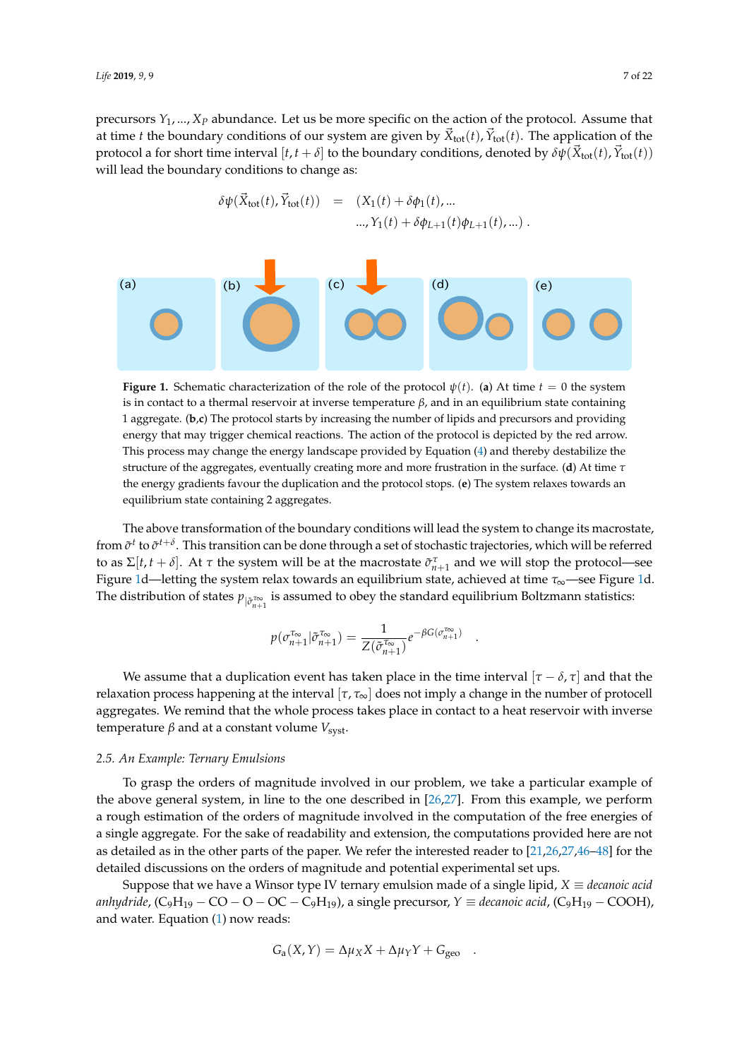precursors $Y_1, ..., X_P$ abundance. Let us be more specific on the action of the protocol. Assume that at time $t$ the boundary conditions of our system are given by $\vec{X}_{\rm tot}(t), \vec{Y}_{\rm tot}(t)$. The application of the protocol a for short time interval $[t, t+\delta]$ to the boundary conditions, denoted by $\delta\psi(\vec{X}_{\rm tot}(t), \vec{Y}_{\rm tot}(t))$ will lead the boundary conditions to change as:

$$
\begin{aligned}
\delta\psi(\vec{X}_{\rm tot}(t), \vec{Y}_{\rm tot}(t)) \quad &= \quad (X_1(t) + \delta\phi_1(t), ... \\
&\quad ..., Y_1(t) + \delta\phi_{L+1}(t)\phi_{L+1}(t), ...) \ .
\end{aligned}
$$

**Figure 1.** Schematic characterization of the role of the protocol $\psi(t)$. (**a**) At time $t = 0$ the system is in contact to a thermal reservoir at inverse temperature $\beta$, and in an equilibrium state containing 1 aggregate. (**b**,**c**) The protocol starts by increasing the number of lipids and precursors and providing energy that may trigger chemical reactions. The action of the protocol is depicted by the red arrow. This process may change the energy landscape provided by Equation (4) and thereby destabilize the structure of the aggregates, eventually creating more and more frustration in the surface. (**d**) At time $\tau$ the energy gradients favour the duplication and the protocol stops. (**e**) The system relaxes towards an equilibrium state containing 2 aggregates.

The above transformation of the boundary conditions will lead the system to change its macrostate, from $\tilde{\sigma}^t$ to $\tilde{\sigma}^{t+\delta}$. This transition can be done through a set of stochastic trajectories, which will be referred to as $\Sigma[t, t+\delta]$. At $\tau$ the system will be at the macrostate $\tilde{\sigma}^{\tau}_{n+1}$ and we will stop the protocol—see Figure 1d—letting the system relax towards an equilibrium state, achieved at time $\tau_\infty$—see Figure 1d. The distribution of states $p_{|\tilde{\sigma}^{\tau_\infty}_{n+1}}$ is assumed to obey the standard equilibrium Boltzmann statistics:

$$
p(\sigma^{\tau_\infty}_{n+1}|\tilde{\sigma}^{\tau_\infty}_{n+1}) = \frac{1}{Z(\tilde{\sigma}^{\tau_\infty}_{n+1})} e^{-\beta G(\sigma^{\tau_\infty}_{n+1})} \quad .
$$

We assume that a duplication event has taken place in the time interval $[\tau - \delta, \tau]$ and that the relaxation process happening at the interval $[\tau, \tau_\infty]$ does not imply a change in the number of protocell aggregates. We remind that the whole process takes place in contact to a heat reservoir with inverse temperature $\beta$ and at a constant volume $V_{\rm syst}$.

### 2.5. An Example: Ternary Emulsions

To grasp the orders of magnitude involved in our problem, we take a particular example of the above general system, in line to the one described in [26,27]. From this example, we perform a rough estimation of the orders of magnitude involved in the computation of the free energies of a single aggregate. For the sake of readability and extension, the computations provided here are not as detailed as in the other parts of the paper. We refer the interested reader to [21,26,27,46–48] for the detailed discussions on the orders of magnitude and potential experimental set ups.

Suppose that we have a Winsor type IV ternary emulsion made of a single lipid, $X \equiv$ *decanoic acid anhydride*, ($C_9H_{19} - CO - O - OC - C_9H_{19}$), a single precursor, $Y \equiv$ *decanoic acid*, ($C_9H_{19} - COOH$), and water. Equation (1) now reads:

$$
G_{\rm a}(X, Y) = \Delta\mu_X X + \Delta\mu_Y Y + G_{\rm geo} \quad .
$$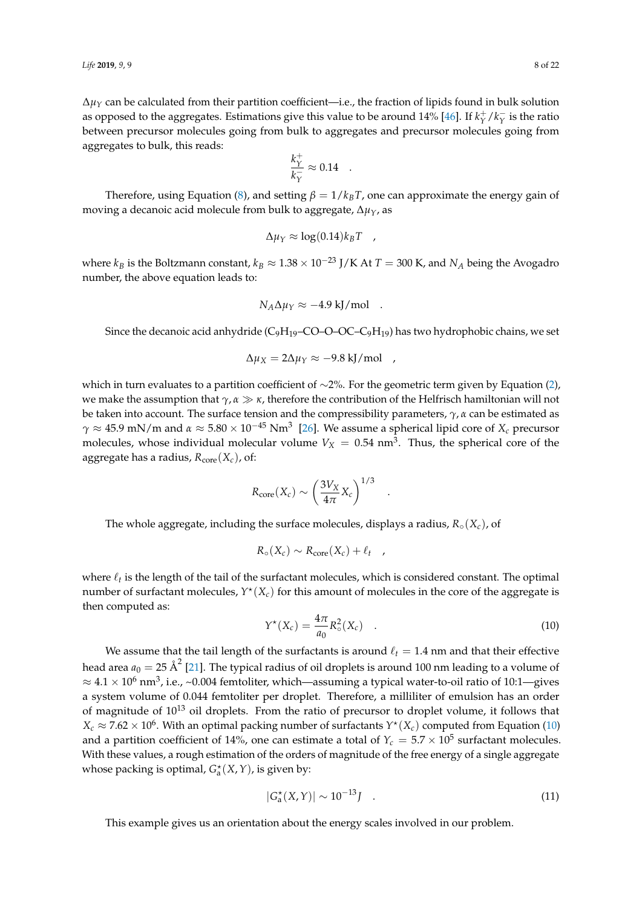$\Delta\mu_Y$ can be calculated from their partition coefficient—i.e., the fraction of lipids found in bulk solution as opposed to the aggregates. Estimations give this value to be around 14% [46]. If $k_Y^+/k_Y^-$ is the ratio between precursor molecules going from bulk to aggregates and precursor molecules going from aggregates to bulk, this reads:

$$\frac{k_Y^+}{k_Y^-} \approx 0.14 \quad .$$

Therefore, using Equation (8), and setting $\beta = 1/k_B T$, one can approximate the energy gain of moving a decanoic acid molecule from bulk to aggregate, $\Delta\mu_Y$, as

$$\Delta\mu_Y \approx \log(0.14) k_B T \quad ,$$

where $k_B$ is the Boltzmann constant, $k_B \approx 1.38 \times 10^{-23}$ J/K At $T = 300$ K, and $N_A$ being the Avogadro number, the above equation leads to:

$$N_A \Delta\mu_Y \approx -4.9 \text{ kJ/mol} \quad .$$

Since the decanoic acid anhydride ($C_9H_{19}$–CO–O–OC–$C_9H_{19}$) has two hydrophobic chains, we set

$$\Delta\mu_X = 2\Delta\mu_Y \approx -9.8 \text{ kJ/mol} \quad ,$$

which in turn evaluates to a partition coefficient of $\sim$2%. For the geometric term given by Equation (2), we make the assumption that $\gamma, \alpha \gg \kappa$, therefore the contribution of the Helfrisch hamiltonian will not be taken into account. The surface tension and the compressibility parameters, $\gamma, \alpha$ can be estimated as $\gamma \approx 45.9$ mN/m and $\alpha \approx 5.80 \times 10^{-45}$ Nm$^3$ [26]. We assume a spherical lipid core of $X_c$ precursor molecules, whose individual molecular volume $V_X = 0.54$ nm$^3$. Thus, the spherical core of the aggregate has a radius, $R_{\text{core}}(X_c)$, of:

$$R_{\text{core}}(X_c) \sim \left(\frac{3V_X}{4\pi} X_c\right)^{1/3} \quad .$$

The whole aggregate, including the surface molecules, displays a radius, $R_\circ(X_c)$, of

$$R_\circ(X_c) \sim R_{\text{core}}(X_c) + \ell_t \quad ,$$

where $\ell_t$ is the length of the tail of the surfactant molecules, which is considered constant. The optimal number of surfactant molecules, $Y^\star(X_c)$ for this amount of molecules in the core of the aggregate is then computed as:

$$Y^\star(X_c) = \frac{4\pi}{a_0} R_\circ^2(X_c) \quad . \tag{10}$$

We assume that the tail length of the surfactants is around $\ell_t = 1.4$ nm and that their effective head area $a_0 = 25$ Å$^2$ [21]. The typical radius of oil droplets is around 100 nm leading to a volume of $\approx 4.1 \times 10^6$ nm$^3$, i.e., ~0.004 femtoliter, which—assuming a typical water-to-oil ratio of 10:1—gives a system volume of 0.044 femtoliter per droplet. Therefore, a milliliter of emulsion has an order of magnitude of $10^{13}$ oil droplets. From the ratio of precursor to droplet volume, it follows that $X_c \approx 7.62 \times 10^6$. With an optimal packing number of surfactants $Y^\star(X_c)$ computed from Equation (10) and a partition coefficient of 14%, one can estimate a total of $Y_c = 5.7 \times 10^5$ surfactant molecules. With these values, a rough estimation of the orders of magnitude of the free energy of a single aggregate whose packing is optimal, $G_a^\star(X, Y)$, is given by:

$$|G_a^\star(X, Y)| \sim 10^{-13} J \quad . \tag{11}$$

This example gives us an orientation about the energy scales involved in our problem.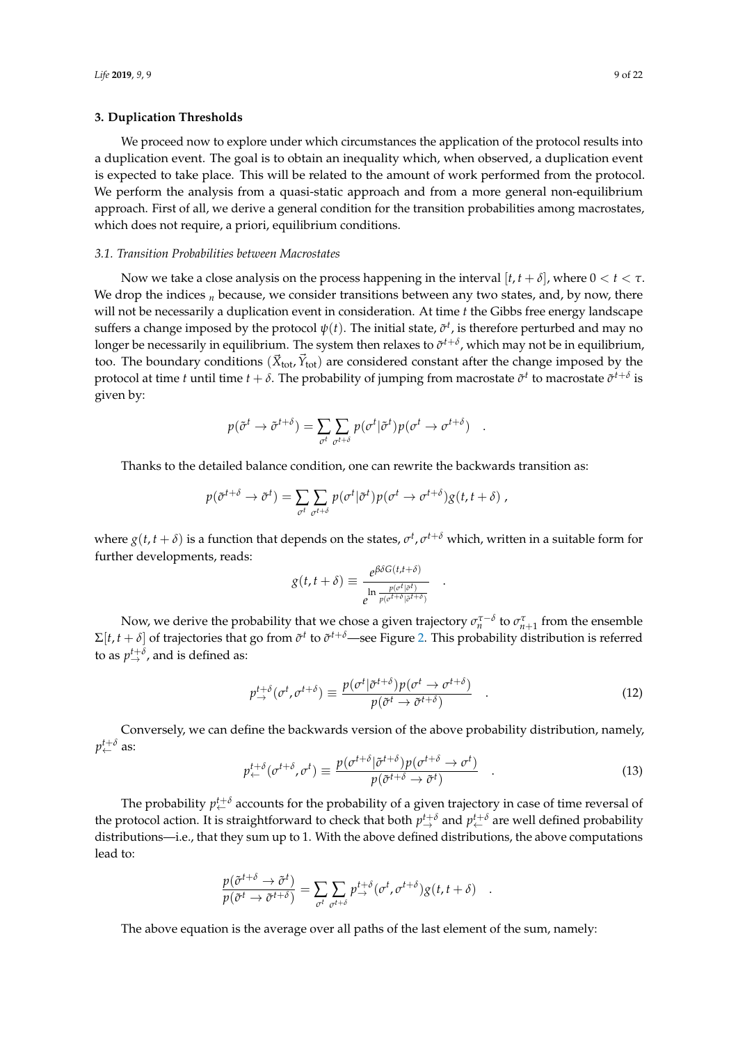## 3. Duplication Thresholds

We proceed now to explore under which circumstances the application of the protocol results into a duplication event. The goal is to obtain an inequality which, when observed, a duplication event is expected to take place. This will be related to the amount of work performed from the protocol. We perform the analysis from a quasi-static approach and from a more general non-equilibrium approach. First of all, we derive a general condition for the transition probabilities among macrostates, which does not require, a priori, equilibrium conditions.

### 3.1. Transition Probabilities between Macrostates

Now we take a close analysis on the process happening in the interval $[t, t+\delta]$, where $0 < t < \tau$. We drop the indices $_n$ because, we consider transitions between any two states, and, by now, there will not be necessarily a duplication event in consideration. At time $t$ the Gibbs free energy landscape suffers a change imposed by the protocol $\psi(t)$. The initial state, $\tilde{\sigma}^t$, is therefore perturbed and may no longer be necessarily in equilibrium. The system then relaxes to $\tilde{\sigma}^{t+\delta}$, which may not be in equilibrium, too. The boundary conditions $(\vec{X}_{\text{tot}}, \vec{Y}_{\text{tot}})$ are considered constant after the change imposed by the protocol at time $t$ until time $t+\delta$. The probability of jumping from macrostate $\tilde{\sigma}^t$ to macrostate $\tilde{\sigma}^{t+\delta}$ is given by:

$$p(\tilde{\sigma}^t \to \tilde{\sigma}^{t+\delta}) = \sum_{\sigma^t} \sum_{\sigma^{t+\delta}} p(\sigma^t|\tilde{\sigma}^t) p(\sigma^t \to \sigma^{t+\delta}) \quad .$$

Thanks to the detailed balance condition, one can rewrite the backwards transition as:

$$p(\tilde{\sigma}^{t+\delta} \to \tilde{\sigma}^t) = \sum_{\sigma^t} \sum_{\sigma^{t+\delta}} p(\sigma^t|\tilde{\sigma}^t) p(\sigma^t \to \sigma^{t+\delta}) g(t, t+\delta) \ ,$$

where $g(t, t+\delta)$ is a function that depends on the states, $\sigma^t, \sigma^{t+\delta}$ which, written in a suitable form for further developments, reads:

$$g(t, t+\delta) \equiv \frac{e^{\beta\delta G(t,t+\delta)}}{e^{\ln \frac{p(\sigma^t|\tilde{\sigma}^t)}{p(\sigma^{t+\delta}|\tilde{\sigma}^{t+\delta})}}} \quad .$$

Now, we derive the probability that we chose a given trajectory $\sigma_n^{\tau-\delta}$ to $\sigma_{n+1}^{\tau}$ from the ensemble $\Sigma[t, t+\delta]$ of trajectories that go from $\tilde{\sigma}^t$ to $\tilde{\sigma}^{t+\delta}$—see Figure 2. This probability distribution is referred to as $p_{\rightarrow}^{t+\delta}$, and is defined as:

$$p_{\rightarrow}^{t+\delta}(\sigma^t, \sigma^{t+\delta}) \equiv \frac{p(\sigma^t|\tilde{\sigma}^{t+\delta}) p(\sigma^t \to \sigma^{t+\delta})}{p(\tilde{\sigma}^t \to \tilde{\sigma}^{t+\delta})} \quad . \tag{12}$$

Conversely, we can define the backwards version of the above probability distribution, namely, $p_{\leftarrow}^{t+\delta}$ as:

$$p_{\leftarrow}^{t+\delta}(\sigma^{t+\delta}, \sigma^t) \equiv \frac{p(\sigma^{t+\delta}|\tilde{\sigma}^{t+\delta}) p(\sigma^{t+\delta} \to \sigma^t)}{p(\tilde{\sigma}^{t+\delta} \to \tilde{\sigma}^t)} \quad . \tag{13}$$

The probability $p_{\leftarrow}^{t+\delta}$ accounts for the probability of a given trajectory in case of time reversal of the protocol action. It is straightforward to check that both $p_{\rightarrow}^{t+\delta}$ and $p_{\leftarrow}^{t+\delta}$ are well defined probability distributions—i.e., that they sum up to 1. With the above defined distributions, the above computations lead to:

$$\frac{p(\tilde{\sigma}^{t+\delta} \to \tilde{\sigma}^t)}{p(\tilde{\sigma}^t \to \tilde{\sigma}^{t+\delta})} = \sum_{\sigma^t} \sum_{\sigma^{t+\delta}} p_{\rightarrow}^{t+\delta}(\sigma^t, \sigma^{t+\delta}) g(t, t+\delta) \quad .$$

The above equation is the average over all paths of the last element of the sum, namely: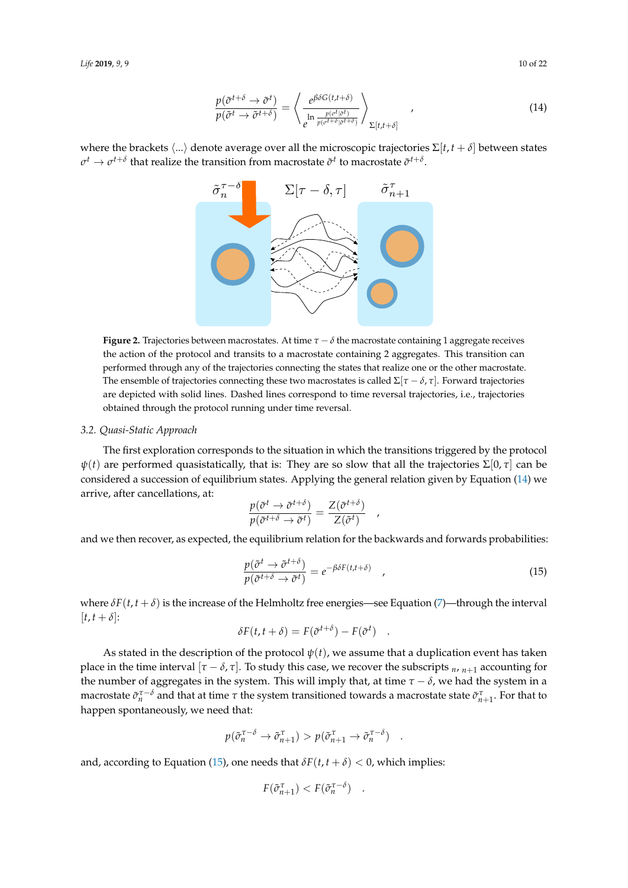$$
\frac{p(\tilde{\sigma}^{t+\delta} \to \tilde{\sigma}^t)}{p(\tilde{\sigma}^t \to \tilde{\sigma}^{t+\delta})} = \left\langle \frac{e^{\beta\delta G(t,t+\delta)}}{e^{\ln \frac{p(\sigma^t|\tilde{\sigma}^t)}{p(\sigma^{t+\delta}|\tilde{\sigma}^{t+\delta})}}} \right\rangle_{\Sigma[t,t+\delta]} \quad , \tag{14}
$$

where the brackets $\langle ... \rangle$ denote average over all the microscopic trajectories $\Sigma[t, t+\delta]$ between states $\sigma^t \to \sigma^{t+\delta}$ that realize the transition from macrostate $\tilde{\sigma}^t$ to macrostate $\tilde{\sigma}^{t+\delta}$.

**Figure 2.** Trajectories between macrostates. At time $\tau - \delta$ the macrostate containing 1 aggregate receives the action of the protocol and transits to a macrostate containing 2 aggregates. This transition can performed through any of the trajectories connecting the states that realize one or the other macrostate. The ensemble of trajectories connecting these two macrostates is called $\Sigma[\tau - \delta, \tau]$. Forward trajectories are depicted with solid lines. Dashed lines correspond to time reversal trajectories, i.e., trajectories obtained through the protocol running under time reversal.

### 3.2. Quasi-Static Approach

The first exploration corresponds to the situation in which the transitions triggered by the protocol $\psi(t)$ are performed quasistatically, that is: They are so slow that all the trajectories $\Sigma[0, \tau]$ can be considered a succession of equilibrium states. Applying the general relation given by Equation (14) we arrive, after cancellations, at:

$$
\frac{p(\tilde{\sigma}^t \to \tilde{\sigma}^{t+\delta})}{p(\tilde{\sigma}^{t+\delta} \to \tilde{\sigma}^t)} = \frac{Z(\tilde{\sigma}^{t+\delta})}{Z(\tilde{\sigma}^t)} \quad ,
$$

and we then recover, as expected, the equilibrium relation for the backwards and forwards probabilities:

$$
\frac{p(\tilde{\sigma}^t \to \tilde{\sigma}^{t+\delta})}{p(\tilde{\sigma}^{t+\delta} \to \tilde{\sigma}^t)} = e^{-\beta\delta F(t,t+\delta)} \quad , \tag{15}
$$

where $\delta F(t, t+\delta)$ is the increase of the Helmholtz free energies—see Equation (7)—through the interval $[t, t+\delta]$:

$$
\delta F(t, t+\delta) = F(\tilde{\sigma}^{t+\delta}) - F(\tilde{\sigma}^t) \quad .
$$

As stated in the description of the protocol $\psi(t)$, we assume that a duplication event has taken place in the time interval $[\tau - \delta, \tau]$. To study this case, we recover the subscripts $_n$, $_{n+1}$ accounting for the number of aggregates in the system. This will imply that, at time $\tau - \delta$, we had the system in a macrostate $\tilde{\sigma}_n^{\tau-\delta}$ and that at time $\tau$ the system transitioned towards a macrostate state $\tilde{\sigma}_{n+1}^{\tau}$. For that to happen spontaneously, we need that:

$$
p(\tilde{\sigma}_n^{\tau-\delta} \to \tilde{\sigma}_{n+1}^{\tau}) > p(\tilde{\sigma}_{n+1}^{\tau} \to \tilde{\sigma}_n^{\tau-\delta}) \quad .
$$

and, according to Equation (15), one needs that $\delta F(t, t+\delta) < 0$, which implies:

$$
F(\tilde{\sigma}_{n+1}^{\tau}) < F(\tilde{\sigma}_n^{\tau-\delta}) \quad .
$$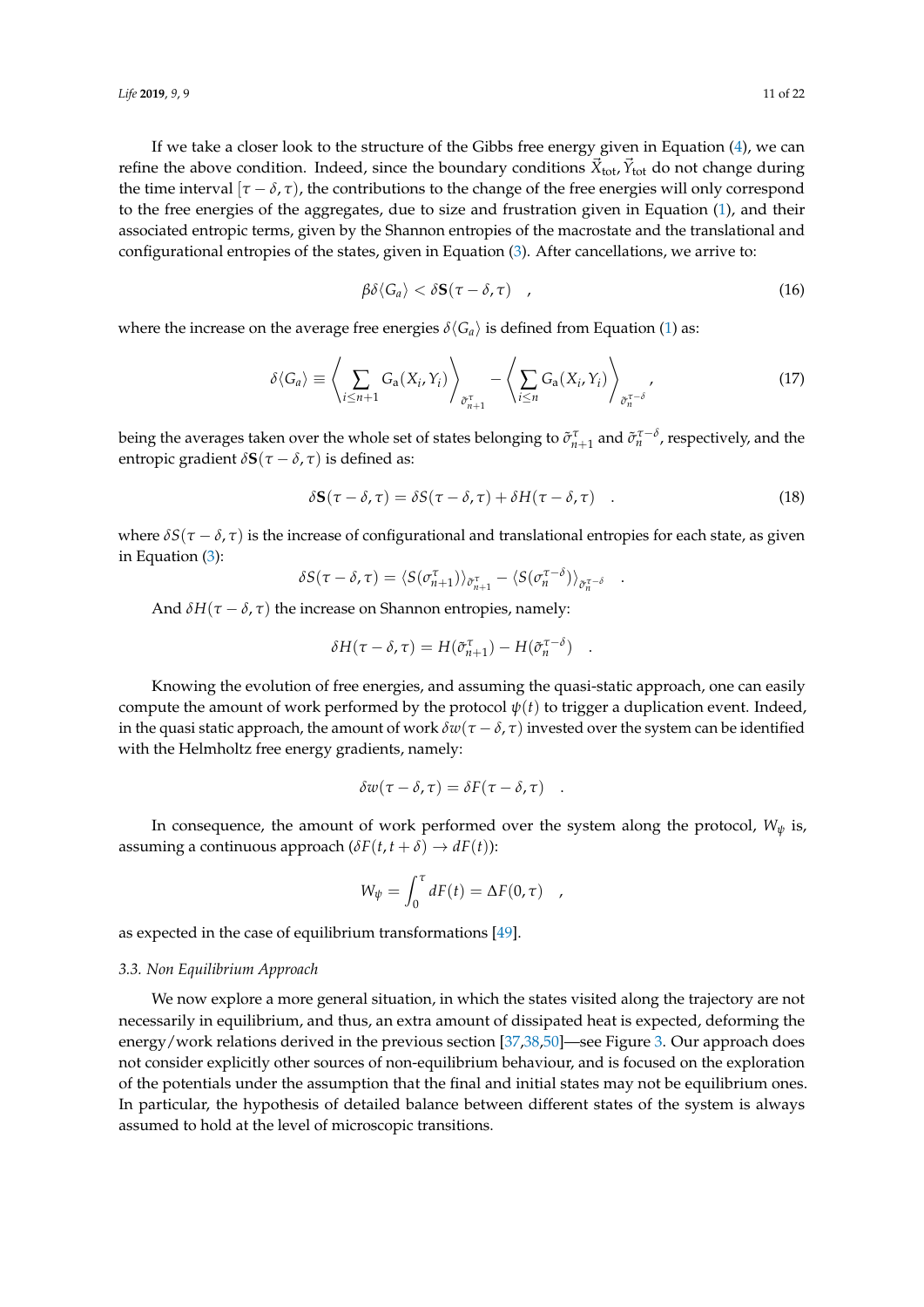If we take a closer look to the structure of the Gibbs free energy given in Equation (4), we can refine the above condition. Indeed, since the boundary conditions $\vec{X}_{\rm tot}, \vec{Y}_{\rm tot}$ do not change during the time interval $[\tau - \delta, \tau)$, the contributions to the change of the free energies will only correspond to the free energies of the aggregates, due to size and frustration given in Equation (1), and their associated entropic terms, given by the Shannon entropies of the macrostate and the translational and configurational entropies of the states, given in Equation (3). After cancellations, we arrive to:

$$\beta \delta \langle G_a \rangle < \delta \mathbf{S}(\tau - \delta, \tau) \quad , \tag{16}$$

where the increase on the average free energies $\delta\langle G_a \rangle$ is defined from Equation (1) as:

$$\delta\langle G_a \rangle \equiv \left\langle \sum_{i \leq n+1} G_{\rm a}(X_i, Y_i) \right\rangle_{\tilde{\sigma}^{\tau}_{n+1}} - \left\langle \sum_{i \leq n} G_{\rm a}(X_i, Y_i) \right\rangle_{\tilde{\sigma}^{\tau-\delta}_{n}} , \tag{17}$$

being the averages taken over the whole set of states belonging to $\tilde{\sigma}^{\tau}_{n+1}$ and $\tilde{\sigma}^{\tau-\delta}_{n}$, respectively, and the entropic gradient $\delta\mathbf{S}(\tau - \delta, \tau)$ is defined as:

$$\delta\mathbf{S}(\tau - \delta, \tau) = \delta S(\tau - \delta, \tau) + \delta H(\tau - \delta, \tau) \quad . \tag{18}$$

where $\delta S(\tau - \delta, \tau)$ is the increase of configurational and translational entropies for each state, as given in Equation (3):

$$\delta S(\tau - \delta, \tau) = \langle S(\sigma^{\tau}_{n+1}) \rangle_{\tilde{\sigma}^{\tau}_{n+1}} - \langle S(\sigma^{\tau-\delta}_{n}) \rangle_{\tilde{\sigma}^{\tau-\delta}_{n}} \quad .$$

And $\delta H(\tau - \delta, \tau)$ the increase on Shannon entropies, namely:

$$\delta H(\tau - \delta, \tau) = H(\tilde{\sigma}^{\tau}_{n+1}) - H(\tilde{\sigma}^{\tau-\delta}_{n}) \quad .$$

Knowing the evolution of free energies, and assuming the quasi-static approach, one can easily compute the amount of work performed by the protocol $\psi(t)$ to trigger a duplication event. Indeed, in the quasi static approach, the amount of work $\delta w(\tau - \delta, \tau)$ invested over the system can be identified with the Helmholtz free energy gradients, namely:

$$\delta w(\tau - \delta, \tau) = \delta F(\tau - \delta, \tau) \quad .$$

In consequence, the amount of work performed over the system along the protocol, $W_\psi$ is, assuming a continuous approach ($\delta F(t, t + \delta) \to dF(t)$):

$$W_\psi = \int_0^\tau dF(t) = \Delta F(0, \tau) \quad ,$$

as expected in the case of equilibrium transformations [49].

### 3.3. Non Equilibrium Approach

We now explore a more general situation, in which the states visited along the trajectory are not necessarily in equilibrium, and thus, an extra amount of dissipated heat is expected, deforming the energy/work relations derived in the previous section [37,38,50]—see Figure 3. Our approach does not consider explicitly other sources of non-equilibrium behaviour, and is focused on the exploration of the potentials under the assumption that the final and initial states may not be equilibrium ones. In particular, the hypothesis of detailed balance between different states of the system is always assumed to hold at the level of microscopic transitions.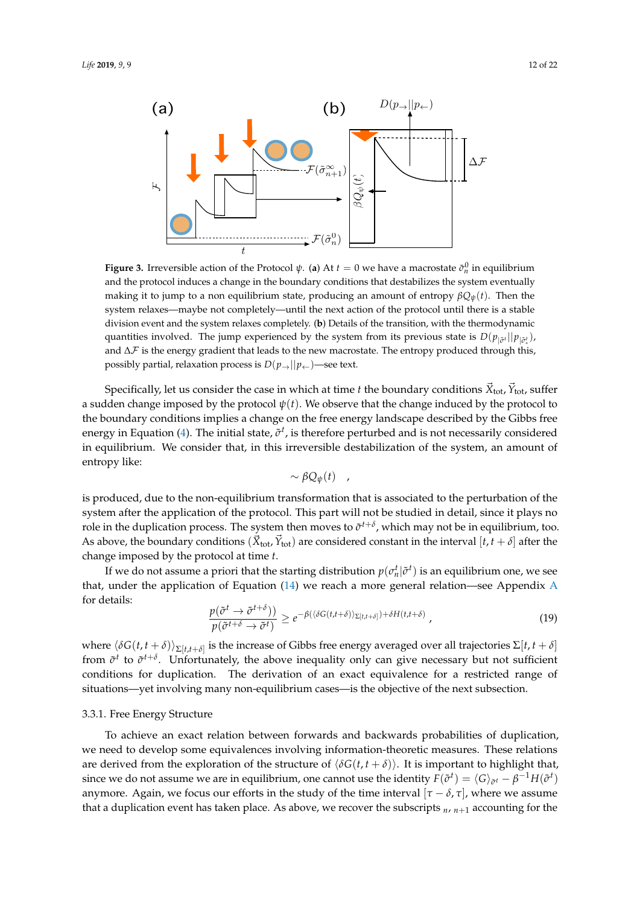**Figure 3.** Irreversible action of the Protocol $\psi$. (**a**) At $t = 0$ we have a macrostate $\tilde{\sigma}_n^0$ in equilibrium and the protocol induces a change in the boundary conditions that destabilizes the system eventually making it to jump to a non equilibrium state, producing an amount of entropy $\beta Q_\psi(t)$. Then the system relaxes—maybe not completely—until the next action of the protocol until there is a stable division event and the system relaxes completely. (**b**) Details of the transition, with the thermodynamic quantities involved. The jump experienced by the system from its previous state is $D(p_{|\tilde{\sigma}^t}||p_{|\tilde{\sigma}_*^t})$, and $\Delta\mathcal{F}$ is the energy gradient that leads to the new macrostate. The entropy produced through this, possibly partial, relaxation process is $D(p_\rightarrow||p_\leftarrow)$—see text.

Specifically, let us consider the case in which at time $t$ the boundary conditions $\vec{X}_{\rm tot}, \vec{Y}_{\rm tot}$, suffer a sudden change imposed by the protocol $\psi(t)$. We observe that the change induced by the protocol to the boundary conditions implies a change on the free energy landscape described by the Gibbs free energy in Equation (4). The initial state, $\tilde{\sigma}^t$, is therefore perturbed and is not necessarily considered in equilibrium. We consider that, in this irreversible destabilization of the system, an amount of entropy like:

$$\sim \beta Q_\psi(t) \quad ,$$

is produced, due to the non-equilibrium transformation that is associated to the perturbation of the system after the application of the protocol. This part will not be studied in detail, since it plays no role in the duplication process. The system then moves to $\tilde{\sigma}^{t+\delta}$, which may not be in equilibrium, too. As above, the boundary conditions $(\vec{X}_{\rm tot}, \vec{Y}_{\rm tot})$ are considered constant in the interval $[t, t+\delta]$ after the change imposed by the protocol at time $t$.

If we do not assume a priori that the starting distribution $p(\sigma_n^t|\tilde{\sigma}^t)$ is an equilibrium one, we see that, under the application of Equation (14) we reach a more general relation—see Appendix A for details:

$$\frac{p(\tilde{\sigma}^t \to \tilde{\sigma}^{t+\delta}))}{p(\tilde{\sigma}^{t+\delta} \to \tilde{\sigma}^t)} \geq e^{-\beta(\langle\delta G(t,t+\delta)\rangle_{\Sigma[t,t+\delta]})+\delta H(t,t+\delta)} \, , \tag{19}$$

where $\langle\delta G(t,t+\delta)\rangle_{\Sigma[t,t+\delta]}$ is the increase of Gibbs free energy averaged over all trajectories $\Sigma[t,t+\delta]$ from $\tilde{\sigma}^t$ to $\tilde{\sigma}^{t+\delta}$. Unfortunately, the above inequality only can give necessary but not sufficient conditions for duplication. The derivation of an exact equivalence for a restricted range of situations—yet involving many non-equilibrium cases—is the objective of the next subsection.

#### 3.3.1. Free Energy Structure

To achieve an exact relation between forwards and backwards probabilities of duplication, we need to develop some equivalences involving information-theoretic measures. These relations are derived from the exploration of the structure of $\langle\delta G(t,t+\delta)\rangle$. It is important to highlight that, since we do not assume we are in equilibrium, one cannot use the identity $F(\tilde{\sigma}^t) = \langle G\rangle_{\tilde{\sigma}^t} - \beta^{-1}H(\tilde{\sigma}^t)$ anymore. Again, we focus our efforts in the study of the time interval $[\tau-\delta, \tau]$, where we assume that a duplication event has taken place. As above, we recover the subscripts $_{n}$, $_{n+1}$ accounting for the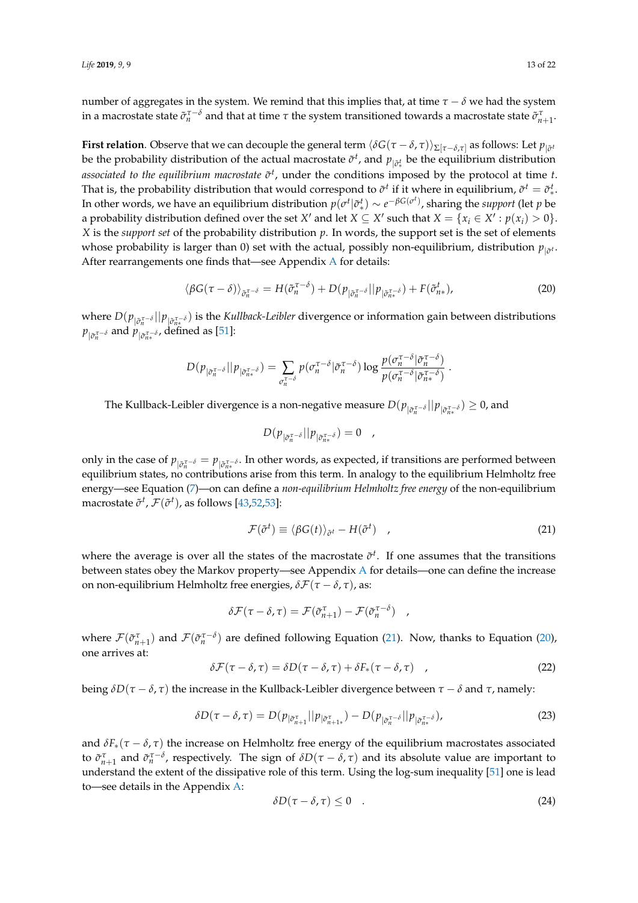number of aggregates in the system. We remind that this implies that, at time $\tau - \delta$ we had the system in a macrostate $\tilde{\sigma}_n^{\tau-\delta}$ and that at time $\tau$ the system transitioned towards a macrostate $\tilde{\sigma}_{n+1}^{\tau}$.

**First relation**. Observe that we can decouple the general term $\langle \delta G(\tau - \delta, \tau) \rangle_{\Sigma[\tau-\delta,\tau]}$ as follows: Let $p_{|\tilde{\sigma}^t}$ be the probability distribution of the actual macrostate $\tilde{\sigma}^t$, and $p_{|\tilde{\sigma}_*^t}$ be the equilibrium distribution *associated to the equilibrium macrostate* $\tilde{\sigma}^t$, under the conditions imposed by the protocol at time $t$. That is, the probability distribution that would correspond to $\tilde{\sigma}^t$ if it where in equilibrium, $\tilde{\sigma}^t = \tilde{\sigma}_*^t$. In other words, we have an equilibrium distribution $p(\sigma^t|\tilde{\sigma}_*^t) \sim e^{-\beta G(\sigma^t)}$, sharing the *support* (let $p$ be a probability distribution defined over the set $X'$ and let $X \subseteq X'$ such that $X = \{x_i \in X' : p(x_i) > 0\}$. $X$ is the *support set* of the probability distribution $p$. In words, the support set is the set of elements whose probability is larger than 0) set with the actual, possibly non-equilibrium, distribution $p_{|\tilde{\sigma}^t}$. After rearrangements one finds that—see Appendix A for details:

$$\langle \beta G(\tau - \delta) \rangle_{\tilde{\sigma}_n^{\tau-\delta}} = H(\tilde{\sigma}_n^{\tau-\delta}) + D(p_{|\tilde{\sigma}_n^{\tau-\delta}}||p_{|\tilde{\sigma}_{n*}^{\tau-\delta}}) + F(\tilde{\sigma}_{n*}^{t}), \tag{20}$$

where $D(p_{|\tilde{\sigma}_n^{\tau-\delta}}||p_{|\tilde{\sigma}_{n*}^{\tau-\delta}})$ is the *Kullback-Leibler* divergence or information gain between distributions $p_{|\tilde{\sigma}_n^{\tau-\delta}}$ and $p_{|\tilde{\sigma}_{n*}^{\tau-\delta}}$, defined as [51]:

$$D(p_{|\tilde{\sigma}_n^{\tau-\delta}}||p_{|\tilde{\sigma}_{n*}^{\tau-\delta}}) = \sum_{\sigma_n^{\tau-\delta}} p(\sigma_n^{\tau-\delta}|\tilde{\sigma}_n^{\tau-\delta}) \log \frac{p(\sigma_n^{\tau-\delta}|\tilde{\sigma}_n^{\tau-\delta})}{p(\sigma_n^{\tau-\delta}|\tilde{\sigma}_{n*}^{\tau-\delta})} \ .$$

The Kullback-Leibler divergence is a non-negative measure $D(p_{|\tilde{\sigma}_n^{\tau-\delta}}||p_{|\tilde{\sigma}_{n*}^{\tau-\delta}}) \geq 0$, and

$$D(p_{|\tilde{\sigma}_n^{\tau-\delta}}||p_{|\tilde{\sigma}_{n*}^{\tau-\delta}}) = 0 \quad ,$$

only in the case of $p_{|\tilde{\sigma}_n^{\tau-\delta}} = p_{|\tilde{\sigma}_{n*}^{\tau-\delta}}$. In other words, as expected, if transitions are performed between equilibrium states, no contributions arise from this term. In analogy to the equilibrium Helmholtz free energy—see Equation (7)—on can define a *non-equilibrium Helmholtz free energy* of the non-equilibrium macrostate $\tilde{\sigma}^t$, $\mathcal{F}(\tilde{\sigma}^t)$, as follows [43,52,53]:

$$\mathcal{F}(\tilde{\sigma}^t) \equiv \langle \beta G(t) \rangle_{\tilde{\sigma}^t} - H(\tilde{\sigma}^t) \quad , \tag{21}$$

where the average is over all the states of the macrostate $\tilde{\sigma}^t$. If one assumes that the transitions between states obey the Markov property—see Appendix A for details—one can define the increase on non-equilibrium Helmholtz free energies, $\delta\mathcal{F}(\tau - \delta, \tau)$, as:

$$\delta\mathcal{F}(\tau - \delta, \tau) = \mathcal{F}(\tilde{\sigma}_{n+1}^{\tau}) - \mathcal{F}(\tilde{\sigma}_n^{\tau-\delta}) \quad ,$$

where $\mathcal{F}(\tilde{\sigma}_{n+1}^{\tau})$ and $\mathcal{F}(\tilde{\sigma}_n^{\tau-\delta})$ are defined following Equation (21). Now, thanks to Equation (20), one arrives at:

$$\delta\mathcal{F}(\tau - \delta, \tau) = \delta D(\tau - \delta, \tau) + \delta F_*(\tau - \delta, \tau) \quad , \tag{22}$$

being $\delta D(\tau - \delta, \tau)$ the increase in the Kullback-Leibler divergence between $\tau - \delta$ and $\tau$, namely:

$$\delta D(\tau - \delta, \tau) = D(p_{|\tilde{\sigma}_{n+1}^{\tau}}||p_{|\tilde{\sigma}_{n+1*}^{\tau}}) - D(p_{|\tilde{\sigma}_n^{\tau-\delta}}||p_{|\tilde{\sigma}_{n*}^{\tau-\delta}}), \tag{23}$$

and $\delta F_*(\tau - \delta, \tau)$ the increase on Helmholtz free energy of the equilibrium macrostates associated to $\tilde{\sigma}_{n+1}^{\tau}$ and $\tilde{\sigma}_n^{\tau-\delta}$, respectively. The sign of $\delta D(\tau - \delta, \tau)$ and its absolute value are important to understand the extent of the dissipative role of this term. Using the log-sum inequality [51] one is lead to—see details in the Appendix A:

$$\delta D(\tau - \delta, \tau) \leq 0 \quad . \tag{24}$$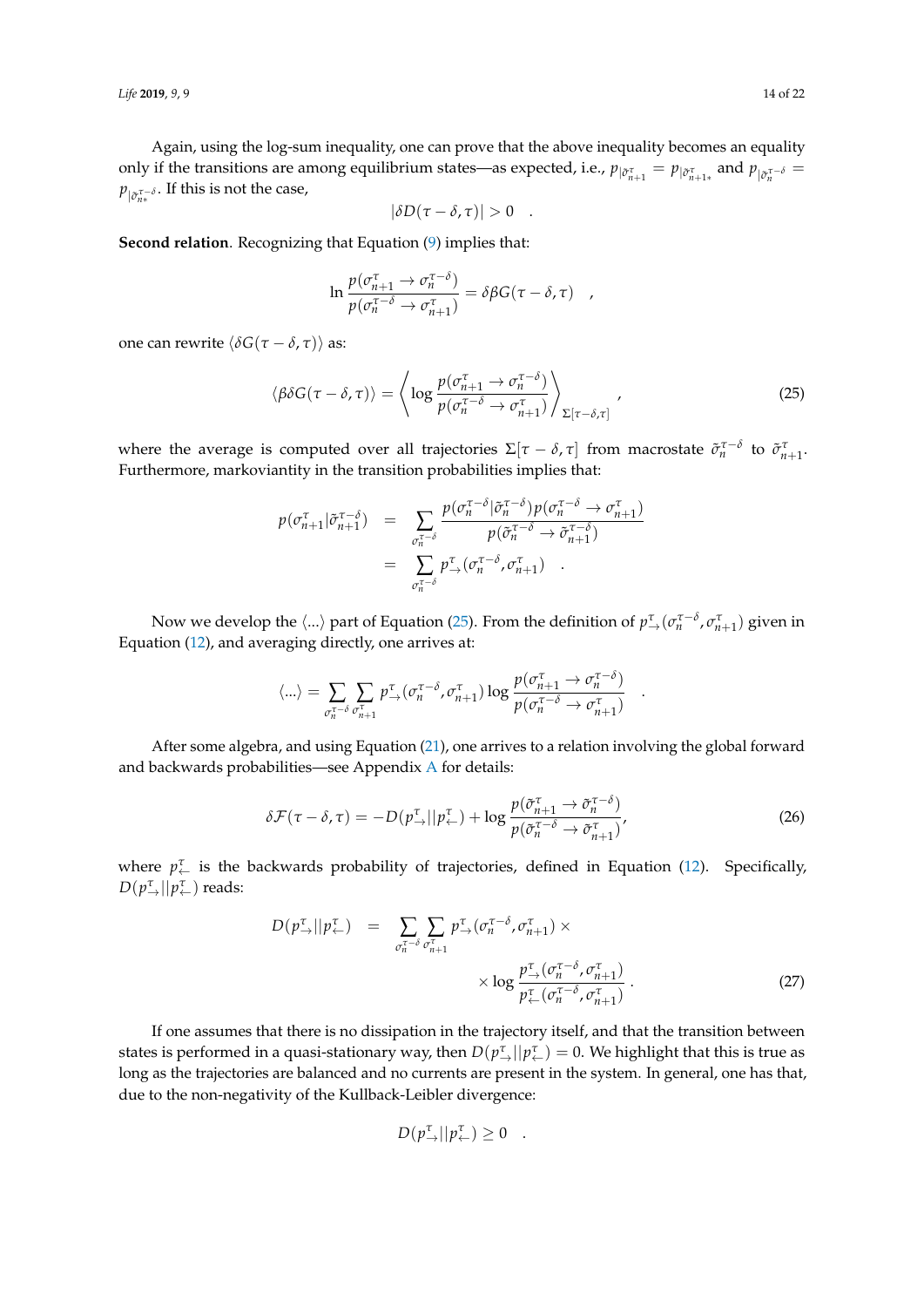Again, using the log-sum inequality, one can prove that the above inequality becomes an equality only if the transitions are among equilibrium states—as expected, i.e., $p_{|\tilde{\sigma}^{\tau}_{n+1}} = p_{|\tilde{\sigma}^{\tau}_{n+1*}}$ and $p_{|\tilde{\sigma}^{\tau-\delta}_{n}} = p_{|\tilde{\sigma}^{\tau-\delta}_{n*}}$. If this is not the case,

$$
|\delta D(\tau - \delta, \tau)| > 0 \quad .
$$

**Second relation**. Recognizing that Equation (9) implies that:

$$
\ln \frac{p(\sigma^{\tau}_{n+1} \to \sigma^{\tau-\delta}_{n})}{p(\sigma^{\tau-\delta}_{n} \to \sigma^{\tau}_{n+1})} = \delta\beta G(\tau - \delta, \tau) \quad ,
$$

one can rewrite $\langle \delta G(\tau - \delta, \tau) \rangle$ as:

$$
\langle \beta \delta G(\tau - \delta, \tau) \rangle = \left\langle \log \frac{p(\sigma^{\tau}_{n+1} \to \sigma^{\tau-\delta}_{n})}{p(\sigma^{\tau-\delta}_{n} \to \sigma^{\tau}_{n+1})} \right\rangle_{\Sigma[\tau-\delta,\tau]} , \tag{25}
$$

where the average is computed over all trajectories $\Sigma[\tau - \delta, \tau]$ from macrostate $\tilde{\sigma}^{\tau-\delta}_{n}$ to $\tilde{\sigma}^{\tau}_{n+1}$. Furthermore, markoviantity in the transition probabilities implies that:

$$
\begin{aligned}
p(\sigma^{\tau}_{n+1} | \tilde{\sigma}^{\tau-\delta}_{n+1}) &= \sum_{\sigma^{\tau-\delta}_{n}} \frac{p(\sigma^{\tau-\delta}_{n} | \tilde{\sigma}^{\tau-\delta}_{n}) p(\sigma^{\tau-\delta}_{n} \to \sigma^{\tau}_{n+1})}{p(\tilde{\sigma}^{\tau-\delta}_{n} \to \tilde{\sigma}^{\tau-\delta}_{n+1})} \\
&= \sum_{\sigma^{\tau-\delta}_{n}} p^{\tau}_{\to}(\sigma^{\tau-\delta}_{n}, \sigma^{\tau}_{n+1}) \quad .
\end{aligned}
$$

Now we develop the $\langle ... \rangle$ part of Equation (25). From the definition of $p^{\tau}_{\to}(\sigma^{\tau-\delta}_{n}, \sigma^{\tau}_{n+1})$ given in Equation (12), and averaging directly, one arrives at:

$$
\langle ... \rangle = \sum_{\sigma^{\tau-\delta}_{n}} \sum_{\sigma^{\tau}_{n+1}} p^{\tau}_{\to}(\sigma^{\tau-\delta}_{n}, \sigma^{\tau}_{n+1}) \log \frac{p(\sigma^{\tau}_{n+1} \to \sigma^{\tau-\delta}_{n})}{p(\sigma^{\tau-\delta}_{n} \to \sigma^{\tau}_{n+1})} \quad .
$$

After some algebra, and using Equation (21), one arrives to a relation involving the global forward and backwards probabilities—see Appendix A for details:

$$
\delta \mathcal{F}(\tau - \delta, \tau) = -D(p^{\tau}_{\to} || p^{\tau}_{\leftarrow}) + \log \frac{p(\tilde{\sigma}^{\tau}_{n+1} \to \tilde{\sigma}^{\tau-\delta}_{n})}{p(\tilde{\sigma}^{\tau-\delta}_{n} \to \tilde{\sigma}^{\tau}_{n+1})}, \tag{26}
$$

where $p^{\tau}_{\leftarrow}$ is the backwards probability of trajectories, defined in Equation (12). Specifically, $D(p^{\tau}_{\to} || p^{\tau}_{\leftarrow})$ reads:

$$
\begin{aligned}
D(p^{\tau}_{\to} || p^{\tau}_{\leftarrow}) &= \sum_{\sigma^{\tau-\delta}_{n}} \sum_{\sigma^{\tau}_{n+1}} p^{\tau}_{\to}(\sigma^{\tau-\delta}_{n}, \sigma^{\tau}_{n+1}) \times \\
&\qquad \times \log \frac{p^{\tau}_{\to}(\sigma^{\tau-\delta}_{n}, \sigma^{\tau}_{n+1})}{p^{\tau}_{\leftarrow}(\sigma^{\tau-\delta}_{n}, \sigma^{\tau}_{n+1})} \, .
\end{aligned} \tag{27}
$$

If one assumes that there is no dissipation in the trajectory itself, and that the transition between states is performed in a quasi-stationary way, then $D(p^{\tau}_{\to} || p^{\tau}_{\leftarrow}) = 0$. We highlight that this is true as long as the trajectories are balanced and no currents are present in the system. In general, one has that, due to the non-negativity of the Kullback-Leibler divergence:

$$
D(p^{\tau}_{\to} || p^{\tau}_{\leftarrow}) \geq 0 \quad .
$$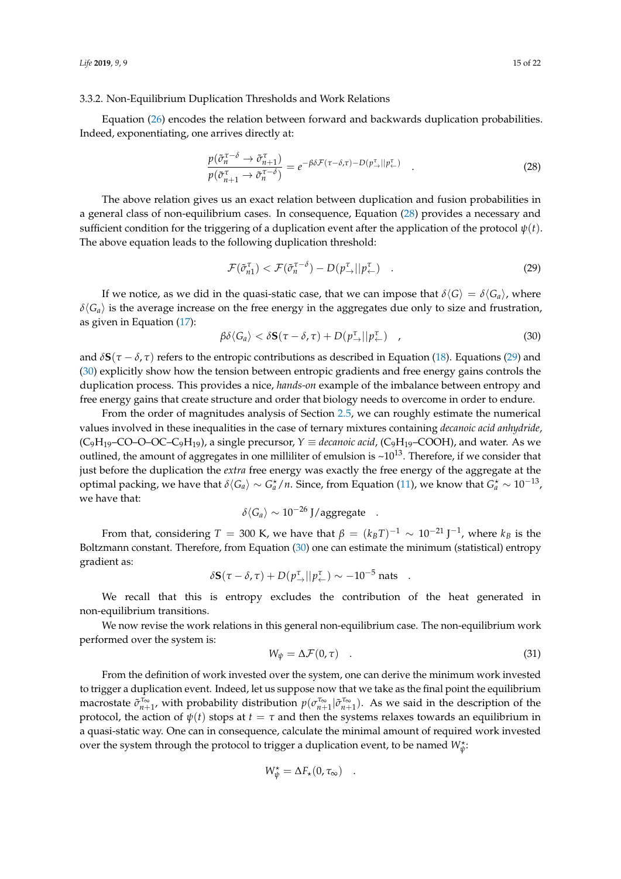### 3.3.2. Non-Equilibrium Duplication Thresholds and Work Relations

Equation (26) encodes the relation between forward and backwards duplication probabilities. Indeed, exponentiating, one arrives directly at:

$$\frac{p(\tilde{\sigma}_n^{\tau-\delta} \to \tilde{\sigma}_{n+1}^{\tau})}{p(\tilde{\sigma}_{n+1}^{\tau} \to \tilde{\sigma}_n^{\tau-\delta})} = e^{-\beta\delta\mathcal{F}(\tau-\delta,\tau) - D(p_{\rightarrow}^{\tau}||p_{\leftarrow}^{\tau})} \quad . \tag{28}$$

The above relation gives us an exact relation between duplication and fusion probabilities in a general class of non-equilibrium cases. In consequence, Equation (28) provides a necessary and sufficient condition for the triggering of a duplication event after the application of the protocol $\psi(t)$. The above equation leads to the following duplication threshold:

$$\mathcal{F}(\tilde{\sigma}_{n1}^{\tau}) < \mathcal{F}(\tilde{\sigma}_n^{\tau-\delta}) - D(p_{\rightarrow}^{\tau}||p_{\leftarrow}^{\tau}) \quad . \tag{29}$$

If we notice, as we did in the quasi-static case, that we can impose that $\delta\langle G \rangle = \delta\langle G_a \rangle$, where $\delta\langle G_a \rangle$ is the average increase on the free energy in the aggregates due only to size and frustration, as given in Equation (17):

$$\beta\delta\langle G_a \rangle < \delta\mathbf{S}(\tau-\delta,\tau) + D(p_{\rightarrow}^{\tau}||p_{\leftarrow}^{\tau}) \quad , \tag{30}$$

and $\delta\mathbf{S}(\tau-\delta,\tau)$ refers to the entropic contributions as described in Equation (18). Equations (29) and (30) explicitly show how the tension between entropic gradients and free energy gains controls the duplication process. This provides a nice, *hands-on* example of the imbalance between entropy and free energy gains that create structure and order that biology needs to overcome in order to endure.

From the order of magnitudes analysis of Section 2.5, we can roughly estimate the numerical values involved in these inequalities in the case of ternary mixtures containing *decanoic acid anhydride*, ($C_9H_{19}$–CO–O–OC–$C_9H_{19}$), a single precursor, $Y \equiv$ *decanoic acid*, ($C_9H_{19}$–COOH), and water. As we outlined, the amount of aggregates in one milliliter of emulsion is ~$10^{13}$. Therefore, if we consider that just before the duplication the *extra* free energy was exactly the free energy of the aggregate at the optimal packing, we have that $\delta\langle G_a \rangle \sim G_a^{\star}/n$. Since, from Equation (11), we know that $G_a^{\star} \sim 10^{-13}$, we have that:

$$\delta\langle G_a \rangle \sim 10^{-26}\ \text{J/aggregate} \quad .$$

From that, considering $T = 300$ K, we have that $\beta = (k_B T)^{-1} \sim 10^{-21}\ \text{J}^{-1}$, where $k_B$ is the Boltzmann constant. Therefore, from Equation (30) one can estimate the minimum (statistical) entropy gradient as:

$$\delta\mathbf{S}(\tau-\delta,\tau) + D(p_{\rightarrow}^{\tau}||p_{\leftarrow}^{\tau}) \sim -10^{-5}\ \text{nats} \quad .$$

We recall that this is entropy excludes the contribution of the heat generated in non-equilibrium transitions.

We now revise the work relations in this general non-equilibrium case. The non-equilibrium work performed over the system is:

$$W_{\psi} = \Delta\mathcal{F}(0,\tau) \quad . \tag{31}$$

From the definition of work invested over the system, one can derive the minimum work invested to trigger a duplication event. Indeed, let us suppose now that we take as the final point the equilibrium macrostate $\tilde{\sigma}_{n+1}^{\tau_\infty}$, with probability distribution $p(\sigma_{n+1}^{\tau_\infty}|\tilde{\sigma}_{n+1}^{\tau_\infty})$. As we said in the description of the protocol, the action of $\psi(t)$ stops at $t = \tau$ and then the systems relaxes towards an equilibrium in a quasi-static way. One can in consequence, calculate the minimal amount of required work invested over the system through the protocol to trigger a duplication event, to be named $W_{\psi}^{\star}$:

$$W_{\psi}^{\star} = \Delta F_{\star}(0,\tau_\infty) \quad .$$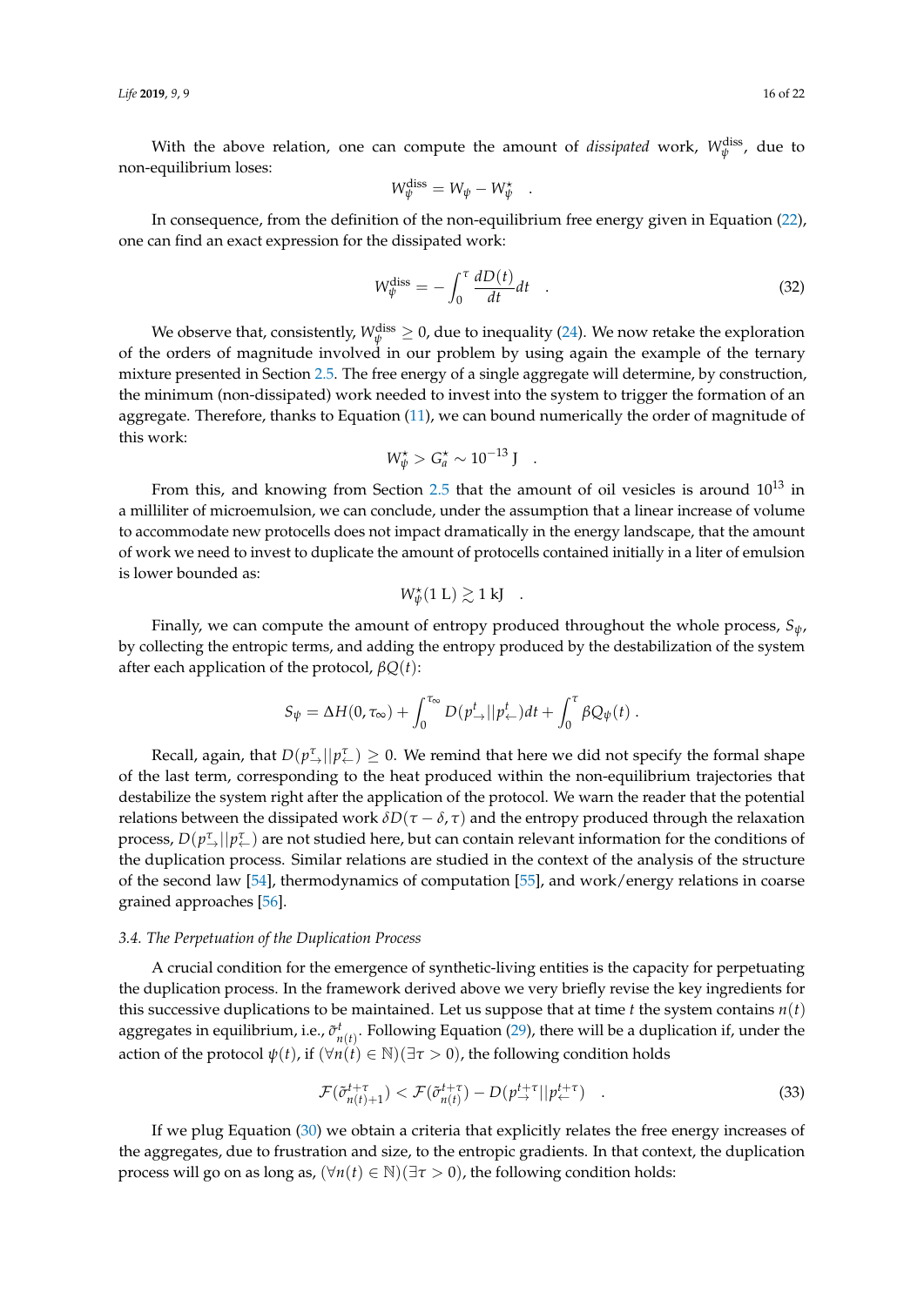With the above relation, one can compute the amount of *dissipated* work, $W_\psi^{\text{diss}}$, due to non-equilibrium loses:

$$W_\psi^{\text{diss}} = W_\psi - W_\psi^\star \quad .$$

In consequence, from the definition of the non-equilibrium free energy given in Equation (22), one can find an exact expression for the dissipated work:

$$W_\psi^{\text{diss}} = -\int_0^\tau \frac{dD(t)}{dt} dt \quad . \tag{32}$$

We observe that, consistently, $W_\psi^{\text{diss}} \geq 0$, due to inequality (24). We now retake the exploration of the orders of magnitude involved in our problem by using again the example of the ternary mixture presented in Section 2.5. The free energy of a single aggregate will determine, by construction, the minimum (non-dissipated) work needed to invest into the system to trigger the formation of an aggregate. Therefore, thanks to Equation (11), we can bound numerically the order of magnitude of this work:

$$W_\psi^\star > G_a^\star \sim 10^{-13}\,\text{J} \quad .$$

From this, and knowing from Section 2.5 that the amount of oil vesicles is around $10^{13}$ in a milliliter of microemulsion, we can conclude, under the assumption that a linear increase of volume to accommodate new protocells does not impact dramatically in the energy landscape, that the amount of work we need to invest to duplicate the amount of protocells contained initially in a liter of emulsion is lower bounded as:

$$W_\psi^\star(1\,\text{L}) \gtrsim 1\,\text{kJ} \quad .$$

Finally, we can compute the amount of entropy produced throughout the whole process, $S_\psi$, by collecting the entropic terms, and adding the entropy produced by the destabilization of the system after each application of the protocol, $\beta Q(t)$:

$$S_\psi = \Delta H(0, \tau_\infty) + \int_0^{\tau_\infty} D(p_\rightarrow^t || p_\leftarrow^t) dt + \int_0^\tau \beta Q_\psi(t) \,.$$

Recall, again, that $D(p_\rightarrow^\tau || p_\leftarrow^\tau) \geq 0$. We remind that here we did not specify the formal shape of the last term, corresponding to the heat produced within the non-equilibrium trajectories that destabilize the system right after the application of the protocol. We warn the reader that the potential relations between the dissipated work $\delta D(\tau - \delta, \tau)$ and the entropy produced through the relaxation process, $D(p_\rightarrow^\tau || p_\leftarrow^\tau)$ are not studied here, but can contain relevant information for the conditions of the duplication process. Similar relations are studied in the context of the analysis of the structure of the second law [54], thermodynamics of computation [55], and work/energy relations in coarse grained approaches [56].

### 3.4. The Perpetuation of the Duplication Process

A crucial condition for the emergence of synthetic-living entities is the capacity for perpetuating the duplication process. In the framework derived above we very briefly revise the key ingredients for this successive duplications to be maintained. Let us suppose that at time $t$ the system contains $n(t)$ aggregates in equilibrium, i.e., $\tilde{\sigma}_{n(t)}^t$. Following Equation (29), there will be a duplication if, under the action of the protocol $\psi(t)$, if $(\forall n(t) \in \mathbb{N})(\exists \tau > 0)$, the following condition holds

$$\mathcal{F}(\tilde{\sigma}_{n(t)+1}^{t+\tau}) < \mathcal{F}(\tilde{\sigma}_{n(t)}^{t+\tau}) - D(p_\rightarrow^{t+\tau} || p_\leftarrow^{t+\tau}) \quad . \tag{33}$$

If we plug Equation (30) we obtain a criteria that explicitly relates the free energy increases of the aggregates, due to frustration and size, to the entropic gradients. In that context, the duplication process will go on as long as, $(\forall n(t) \in \mathbb{N})(\exists \tau > 0)$, the following condition holds: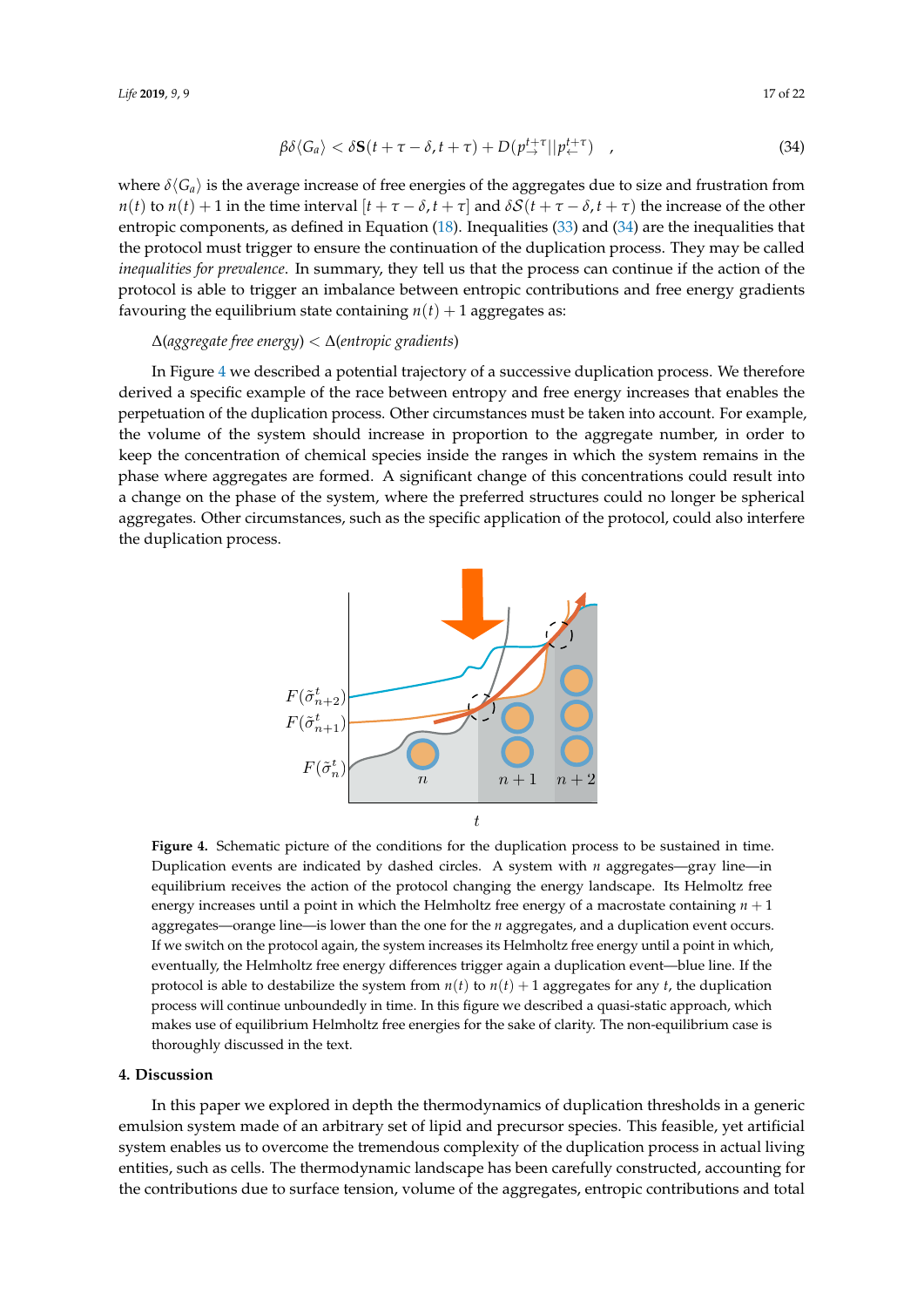$$\beta\delta\langle G_a\rangle < \delta\mathbf{S}(t+\tau-\delta, t+\tau) + D(p_{\rightarrow}^{t+\tau}||p_{\leftarrow}^{t+\tau}) \quad , \tag{34}$$

where $\delta\langle G_a\rangle$ is the average increase of free energies of the aggregates due to size and frustration from $n(t)$ to $n(t)+1$ in the time interval $[t+\tau-\delta, t+\tau]$ and $\delta\mathcal{S}(t+\tau-\delta, t+\tau)$ the increase of the other entropic components, as defined in Equation (18). Inequalities (33) and (34) are the inequalities that the protocol must trigger to ensure the continuation of the duplication process. They may be called *inequalities for prevalence*. In summary, they tell us that the process can continue if the action of the protocol is able to trigger an imbalance between entropic contributions and free energy gradients favouring the equilibrium state containing $n(t)+1$ aggregates as:

$\Delta$(*aggregate free energy*) $<$ $\Delta$(*entropic gradients*)

In Figure 4 we described a potential trajectory of a successive duplication process. We therefore derived a specific example of the race between entropy and free energy increases that enables the perpetuation of the duplication process. Other circumstances must be taken into account. For example, the volume of the system should increase in proportion to the aggregate number, in order to keep the concentration of chemical species inside the ranges in which the system remains in the phase where aggregates are formed. A significant change of this concentrations could result into a change on the phase of the system, where the preferred structures could no longer be spherical aggregates. Other circumstances, such as the specific application of the protocol, could also interfere the duplication process.

$F(\tilde{\sigma}_{n+2}^t)$
$F(\tilde{\sigma}_{n+1}^t)$
$F(\tilde{\sigma}_{n}^t)$
$n$
$n+1$
$n+2$
$t$

**Figure 4.** Schematic picture of the conditions for the duplication process to be sustained in time. Duplication events are indicated by dashed circles. A system with $n$ aggregates—gray line—in equilibrium receives the action of the protocol changing the energy landscape. Its Helmoltz free energy increases until a point in which the Helmholtz free energy of a macrostate containing $n+1$ aggregates—orange line—is lower than the one for the $n$ aggregates, and a duplication event occurs. If we switch on the protocol again, the system increases its Helmholtz free energy until a point in which, eventually, the Helmholtz free energy differences trigger again a duplication event—blue line. If the protocol is able to destabilize the system from $n(t)$ to $n(t)+1$ aggregates for any $t$, the duplication process will continue unboundedly in time. In this figure we described a quasi-static approach, which makes use of equilibrium Helmholtz free energies for the sake of clarity. The non-equilibrium case is thoroughly discussed in the text.

## 4. Discussion

In this paper we explored in depth the thermodynamics of duplication thresholds in a generic emulsion system made of an arbitrary set of lipid and precursor species. This feasible, yet artificial system enables us to overcome the tremendous complexity of the duplication process in actual living entities, such as cells. The thermodynamic landscape has been carefully constructed, accounting for the contributions due to surface tension, volume of the aggregates, entropic contributions and total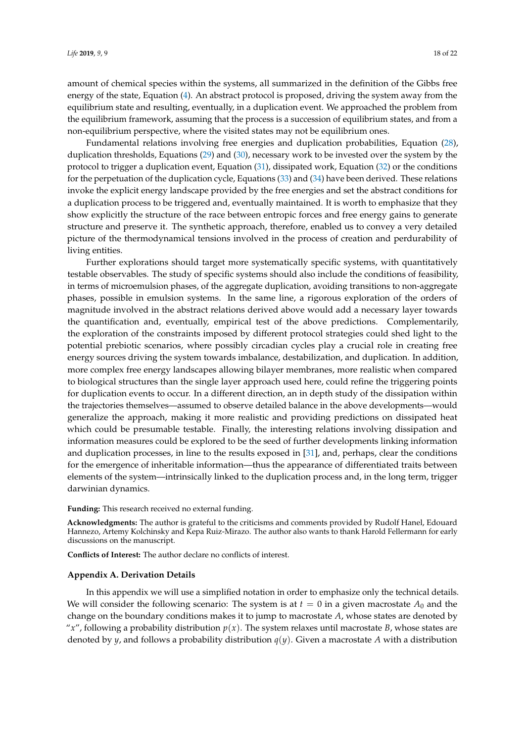amount of chemical species within the systems, all summarized in the definition of the Gibbs free energy of the state, Equation (4). An abstract protocol is proposed, driving the system away from the equilibrium state and resulting, eventually, in a duplication event. We approached the problem from the equilibrium framework, assuming that the process is a succession of equilibrium states, and from a non-equilibrium perspective, where the visited states may not be equilibrium ones.

Fundamental relations involving free energies and duplication probabilities, Equation (28), duplication thresholds, Equations (29) and (30), necessary work to be invested over the system by the protocol to trigger a duplication event, Equation (31), dissipated work, Equation (32) or the conditions for the perpetuation of the duplication cycle, Equations (33) and (34) have been derived. These relations invoke the explicit energy landscape provided by the free energies and set the abstract conditions for a duplication process to be triggered and, eventually maintained. It is worth to emphasize that they show explicitly the structure of the race between entropic forces and free energy gains to generate structure and preserve it. The synthetic approach, therefore, enabled us to convey a very detailed picture of the thermodynamical tensions involved in the process of creation and perdurability of living entities.

Further explorations should target more systematically specific systems, with quantitatively testable observables. The study of specific systems should also include the conditions of feasibility, in terms of microemulsion phases, of the aggregate duplication, avoiding transitions to non-aggregate phases, possible in emulsion systems. In the same line, a rigorous exploration of the orders of magnitude involved in the abstract relations derived above would add a necessary layer towards the quantification and, eventually, empirical test of the above predictions. Complementarily, the exploration of the constraints imposed by different protocol strategies could shed light to the potential prebiotic scenarios, where possibly circadian cycles play a crucial role in creating free energy sources driving the system towards imbalance, destabilization, and duplication. In addition, more complex free energy landscapes allowing bilayer membranes, more realistic when compared to biological structures than the single layer approach used here, could refine the triggering points for duplication events to occur. In a different direction, an in depth study of the dissipation within the trajectories themselves—assumed to observe detailed balance in the above developments—would generalize the approach, making it more realistic and providing predictions on dissipated heat which could be presumable testable. Finally, the interesting relations involving dissipation and information measures could be explored to be the seed of further developments linking information and duplication processes, in line to the results exposed in [31], and, perhaps, clear the conditions for the emergence of inheritable information—thus the appearance of differentiated traits between elements of the system—intrinsically linked to the duplication process and, in the long term, trigger darwinian dynamics.

**Funding:** This research received no external funding.

**Acknowledgments:** The author is grateful to the criticisms and comments provided by Rudolf Hanel, Edouard Hannezo, Artemy Kolchinsky and Kepa Ruiz-Mirazo. The author also wants to thank Harold Fellermann for early discussions on the manuscript.

**Conflicts of Interest:** The author declare no conflicts of interest.

### Appendix A. Derivation Details

In this appendix we will use a simplified notation in order to emphasize only the technical details. We will consider the following scenario: The system is at $t = 0$ in a given macrostate $A_0$ and the change on the boundary conditions makes it to jump to macrostate $A$, whose states are denoted by "$x$", following a probability distribution $p(x)$. The system relaxes until macrostate $B$, whose states are denoted by $y$, and follows a probability distribution $q(y)$. Given a macrostate $A$ with a distribution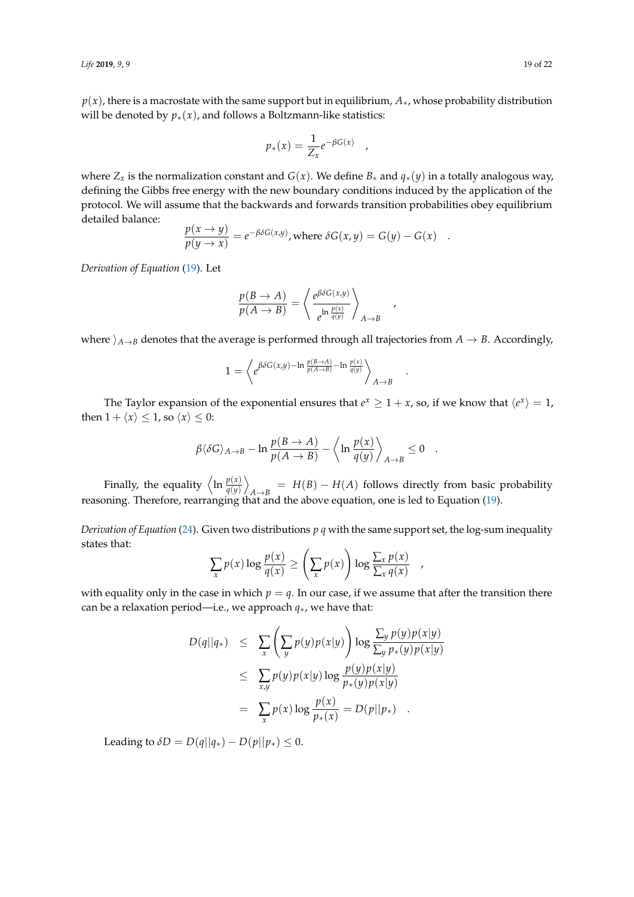$p(x)$, there is a macrostate with the same support but in equilibrium, $A_*$, whose probability distribution will be denoted by $p_*(x)$, and follows a Boltzmann-like statistics:

$$p_*(x) = \frac{1}{Z_x} e^{-\beta G(x)} \quad ,$$

where $Z_x$ is the normalization constant and $G(x)$. We define $B_*$ and $q_*(y)$ in a totally analogous way, defining the Gibbs free energy with the new boundary conditions induced by the application of the protocol. We will assume that the backwards and forwards transition probabilities obey equilibrium detailed balance:

$$\frac{p(x \to y)}{p(y \to x)} = e^{-\beta \delta G(x,y)}, \text{where } \delta G(x,y) = G(y) - G(x) \quad .$$

*Derivation of Equation* (19). Let

$$\frac{p(B \to A)}{p(A \to B)} = \left\langle \frac{e^{\beta \delta G(x,y)}}{e^{\ln \frac{p(x)}{q(y)}}} \right\rangle_{A \to B} \quad ,$$

where $\rangle_{A \to B}$ denotes that the average is performed through all trajectories from $A \to B$. Accordingly,

$$1 = \left\langle e^{\beta \delta G(x,y) - \ln \frac{p(B \to A)}{p(A \to B)} - \ln \frac{p(x)}{q(y)}} \right\rangle_{A \to B} \quad .$$

The Taylor expansion of the exponential ensures that $e^x \geq 1 + x$, so, if we know that $\langle e^x \rangle = 1$, then $1 + \langle x \rangle \leq 1$, so $\langle x \rangle \leq 0$:

$$\beta \langle \delta G \rangle_{A \to B} - \ln \frac{p(B \to A)}{p(A \to B)} - \left\langle \ln \frac{p(x)}{q(y)} \right\rangle_{A \to B} \leq 0 \quad .$$

Finally, the equality $\left\langle \ln \frac{p(x)}{q(y)} \right\rangle_{A \to B} = H(B) - H(A)$ follows directly from basic probability reasoning. Therefore, rearranging that and the above equation, one is led to Equation (19).

*Derivation of Equation* (24). Given two distributions $p$ $q$ with the same support set, the log-sum inequality states that:

$$\sum_x p(x) \log \frac{p(x)}{q(x)} \geq \left( \sum_x p(x) \right) \log \frac{\sum_x p(x)}{\sum_x q(x)} \quad ,$$

with equality only in the case in which $p = q$. In our case, if we assume that after the transition there can be a relaxation period—i.e., we approach $q_*$, we have that:

$$\begin{aligned}
D(q||q_*) &\leq \sum_x \left( \sum_y p(y) p(x|y) \right) \log \frac{\sum_y p(y) p(x|y)}{\sum_y p_*(y) p(x|y)} \\
&\leq \sum_{x,y} p(y) p(x|y) \log \frac{p(y) p(x|y)}{p_*(y) p(x|y)} \\
&= \sum_x p(x) \log \frac{p(x)}{p_*(x)} = D(p||p_*) \quad .
\end{aligned}$$

Leading to $\delta D = D(q||q_*) - D(p||p_*) \leq 0$.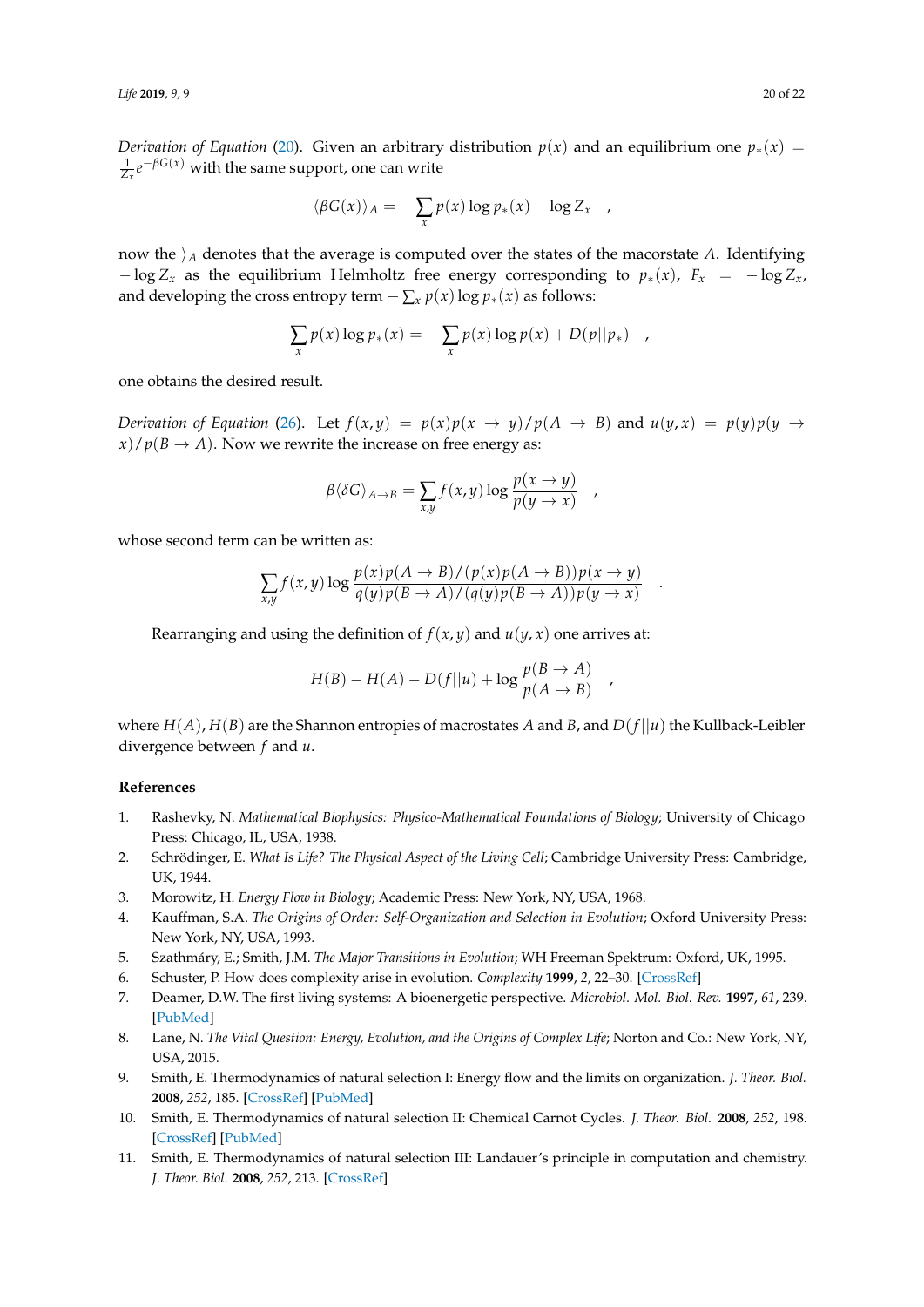*Derivation of Equation* (20). Given an arbitrary distribution $p(x)$ and an equilibrium one $p_*(x) = \frac{1}{Z_x} e^{-\beta G(x)}$ with the same support, one can write

$$\langle \beta G(x) \rangle_A = -\sum_x p(x) \log p_*(x) - \log Z_x \quad ,$$

now the $\rangle_A$ denotes that the average is computed over the states of the macorstate $A$. Identifying $-\log Z_x$ as the equilibrium Helmholtz free energy corresponding to $p_*(x)$, $F_x = -\log Z_x$, and developing the cross entropy term $-\sum_x p(x) \log p_*(x)$ as follows:

$$-\sum_x p(x) \log p_*(x) = -\sum_x p(x) \log p(x) + D(p||p_*) \quad ,$$

one obtains the desired result.

*Derivation of Equation* (26). Let $f(x,y) = p(x)p(x \to y)/p(A \to B)$ and $u(y,x) = p(y)p(y \to x)/p(B \to A)$. Now we rewrite the increase on free energy as:

$$\beta \langle \delta G \rangle_{A \to B} = \sum_{x,y} f(x,y) \log \frac{p(x \to y)}{p(y \to x)} \quad ,$$

whose second term can be written as:

$$\sum_{x,y} f(x,y) \log \frac{p(x)p(A \to B)/(p(x)p(A \to B))p(x \to y)}{q(y)p(B \to A)/(q(y)p(B \to A))p(y \to x)} \quad .$$

Rearranging and using the definition of $f(x,y)$ and $u(y,x)$ one arrives at:

$$H(B) - H(A) - D(f||u) + \log \frac{p(B \to A)}{p(A \to B)} \quad ,$$

where $H(A)$, $H(B)$ are the Shannon entropies of macrostates $A$ and $B$, and $D(f||u)$ the Kullback-Leibler divergence between $f$ and $u$.

## References

1. Rashevky, N. *Mathematical Biophysics: Physico-Mathematical Foundations of Biology*; University of Chicago Press: Chicago, IL, USA, 1938.
2. Schrödinger, E. *What Is Life? The Physical Aspect of the Living Cell*; Cambridge University Press: Cambridge, UK, 1944.
3. Morowitz, H. *Energy Flow in Biology*; Academic Press: New York, NY, USA, 1968.
4. Kauffman, S.A. *The Origins of Order: Self-Organization and Selection in Evolution*; Oxford University Press: New York, NY, USA, 1993.
5. Szathmáry, E.; Smith, J.M. *The Major Transitions in Evolution*; WH Freeman Spektrum: Oxford, UK, 1995.
6. Schuster, P. How does complexity arise in evolution. *Complexity* **1999**, *2*, 22–30. [CrossRef]
7. Deamer, D.W. The first living systems: A bioenergetic perspective. *Microbiol. Mol. Biol. Rev.* **1997**, *61*, 239. [PubMed]
8. Lane, N. *The Vital Question: Energy, Evolution, and the Origins of Complex Life*; Norton and Co.: New York, NY, USA, 2015.
9. Smith, E. Thermodynamics of natural selection I: Energy flow and the limits on organization. *J. Theor. Biol.* **2008**, *252*, 185. [CrossRef] [PubMed]
10. Smith, E. Thermodynamics of natural selection II: Chemical Carnot Cycles. *J. Theor. Biol.* **2008**, *252*, 198. [CrossRef] [PubMed]
11. Smith, E. Thermodynamics of natural selection III: Landauer's principle in computation and chemistry. *J. Theor. Biol.* **2008**, *252*, 213. [CrossRef]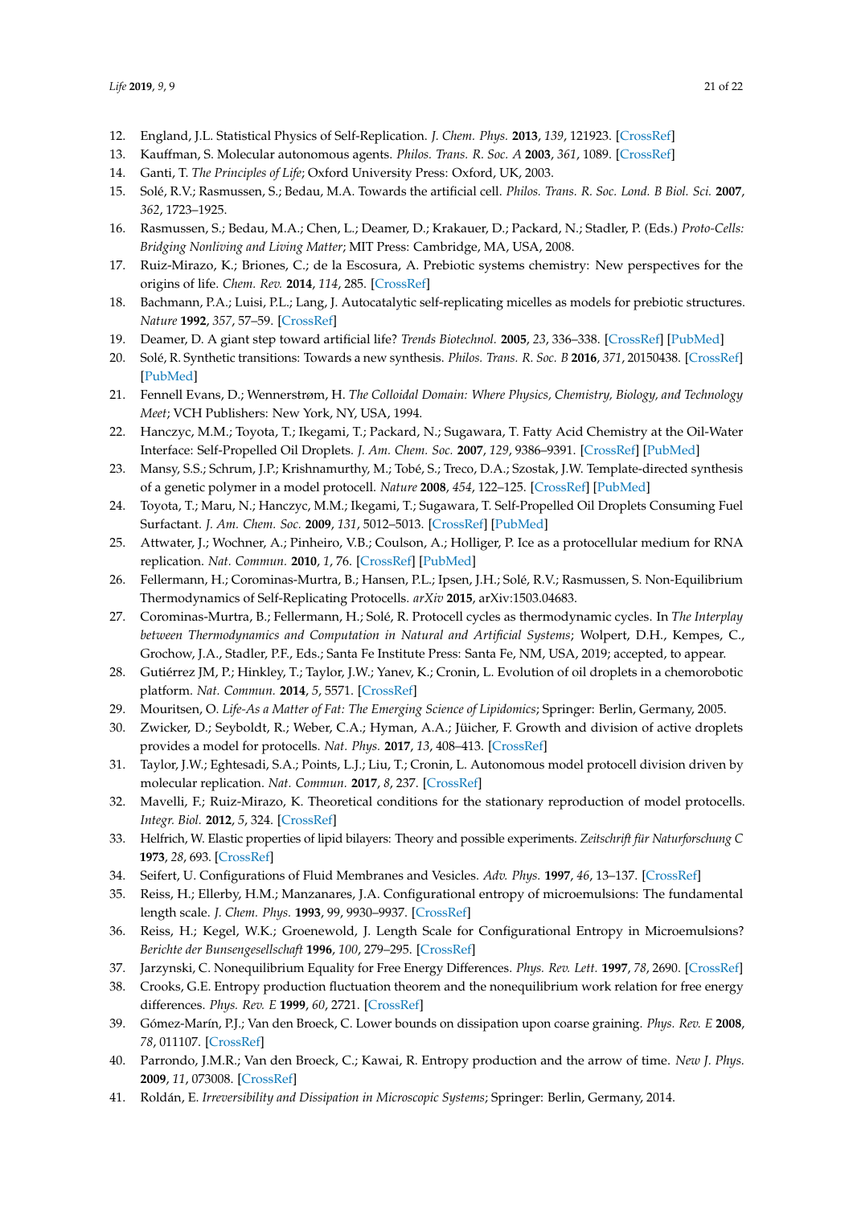12. England, J.L. Statistical Physics of Self-Replication. *J. Chem. Phys.* **2013**, *139*, 121923. [CrossRef]
13. Kauffman, S. Molecular autonomous agents. *Philos. Trans. R. Soc. A* **2003**, *361*, 1089. [CrossRef]
14. Ganti, T. *The Principles of Life*; Oxford University Press: Oxford, UK, 2003.
15. Solé, R.V.; Rasmussen, S.; Bedau, M.A. Towards the artificial cell. *Philos. Trans. R. Soc. Lond. B Biol. Sci.* **2007**, *362*, 1723–1925.
16. Rasmussen, S.; Bedau, M.A.; Chen, L.; Deamer, D.; Krakauer, D.; Packard, N.; Stadler, P. (Eds.) *Proto-Cells: Bridging Nonliving and Living Matter*; MIT Press: Cambridge, MA, USA, 2008.
17. Ruiz-Mirazo, K.; Briones, C.; de la Escosura, A. Prebiotic systems chemistry: New perspectives for the origins of life. *Chem. Rev.* **2014**, *114*, 285. [CrossRef]
18. Bachmann, P.A.; Luisi, P.L.; Lang, J. Autocatalytic self-replicating micelles as models for prebiotic structures. *Nature* **1992**, *357*, 57–59. [CrossRef]
19. Deamer, D. A giant step toward artificial life? *Trends Biotechnol.* **2005**, *23*, 336–338. [CrossRef] [PubMed]
20. Solé, R. Synthetic transitions: Towards a new synthesis. *Philos. Trans. R. Soc. B* **2016**, *371*, 20150438. [CrossRef] [PubMed]
21. Fennell Evans, D.; Wennerstrøm, H. *The Colloidal Domain: Where Physics, Chemistry, Biology, and Technology Meet*; VCH Publishers: New York, NY, USA, 1994.
22. Hanczyc, M.M.; Toyota, T.; Ikegami, T.; Packard, N.; Sugawara, T. Fatty Acid Chemistry at the Oil-Water Interface: Self-Propelled Oil Droplets. *J. Am. Chem. Soc.* **2007**, *129*, 9386–9391. [CrossRef] [PubMed]
23. Mansy, S.S.; Schrum, J.P.; Krishnamurthy, M.; Tobé, S.; Treco, D.A.; Szostak, J.W. Template-directed synthesis of a genetic polymer in a model protocell. *Nature* **2008**, *454*, 122–125. [CrossRef] [PubMed]
24. Toyota, T.; Maru, N.; Hanczyc, M.M.; Ikegami, T.; Sugawara, T. Self-Propelled Oil Droplets Consuming Fuel Surfactant. *J. Am. Chem. Soc.* **2009**, *131*, 5012–5013. [CrossRef] [PubMed]
25. Attwater, J.; Wochner, A.; Pinheiro, V.B.; Coulson, A.; Holliger, P. Ice as a protocellular medium for RNA replication. *Nat. Commun.* **2010**, *1*, 76. [CrossRef] [PubMed]
26. Fellermann, H.; Corominas-Murtra, B.; Hansen, P.L.; Ipsen, J.H.; Solé, R.V.; Rasmussen, S. Non-Equilibrium Thermodynamics of Self-Replicating Protocells. *arXiv* **2015**, arXiv:1503.04683.
27. Corominas-Murtra, B.; Fellermann, H.; Solé, R. Protocell cycles as thermodynamic cycles. In *The Interplay between Thermodynamics and Computation in Natural and Artificial Systems*; Wolpert, D.H., Kempes, C., Grochow, J.A., Stadler, P.F., Eds.; Santa Fe Institute Press: Santa Fe, NM, USA, 2019; accepted, to appear.
28. Gutiérrez JM, P.; Hinkley, T.; Taylor, J.W.; Yanev, K.; Cronin, L. Evolution of oil droplets in a chemorobotic platform. *Nat. Commun.* **2014**, *5*, 5571. [CrossRef]
29. Mouritsen, O. *Life-As a Matter of Fat: The Emerging Science of Lipidomics*; Springer: Berlin, Germany, 2005.
30. Zwicker, D.; Seyboldt, R.; Weber, C.A.; Hyman, A.A.; Jülicher, F. Growth and division of active droplets provides a model for protocells. *Nat. Phys.* **2017**, *13*, 408–413. [CrossRef]
31. Taylor, J.W.; Eghtesadi, S.A.; Points, L.J.; Liu, T.; Cronin, L. Autonomous model protocell division driven by molecular replication. *Nat. Commun.* **2017**, *8*, 237. [CrossRef]
32. Mavelli, F.; Ruiz-Mirazo, K. Theoretical conditions for the stationary reproduction of model protocells. *Integr. Biol.* **2012**, *5*, 324. [CrossRef]
33. Helfrich, W. Elastic properties of lipid bilayers: Theory and possible experiments. *Zeitschrift für Naturforschung C* **1973**, *28*, 693. [CrossRef]
34. Seifert, U. Configurations of Fluid Membranes and Vesicles. *Adv. Phys.* **1997**, *46*, 13–137. [CrossRef]
35. Reiss, H.; Ellerby, H.M.; Manzanares, J.A. Configurational entropy of microemulsions: The fundamental length scale. *J. Chem. Phys.* **1993**, 99, 9930–9937. [CrossRef]
36. Reiss, H.; Kegel, W.K.; Groenewold, J. Length Scale for Configurational Entropy in Microemulsions? *Berichte der Bunsengesellschaft* **1996**, *100*, 279–295. [CrossRef]
37. Jarzynski, C. Nonequilibrium Equality for Free Energy Differences. *Phys. Rev. Lett.* **1997**, *78*, 2690. [CrossRef]
38. Crooks, G.E. Entropy production fluctuation theorem and the nonequilibrium work relation for free energy differences. *Phys. Rev. E* **1999**, *60*, 2721. [CrossRef]
39. Gómez-Marín, P.J.; Van den Broeck, C. Lower bounds on dissipation upon coarse graining. *Phys. Rev. E* **2008**, *78*, 011107. [CrossRef]
40. Parrondo, J.M.R.; Van den Broeck, C.; Kawai, R. Entropy production and the arrow of time. *New J. Phys.* **2009**, *11*, 073008. [CrossRef]
41. Roldán, E. *Irreversibility and Dissipation in Microscopic Systems*; Springer: Berlin, Germany, 2014.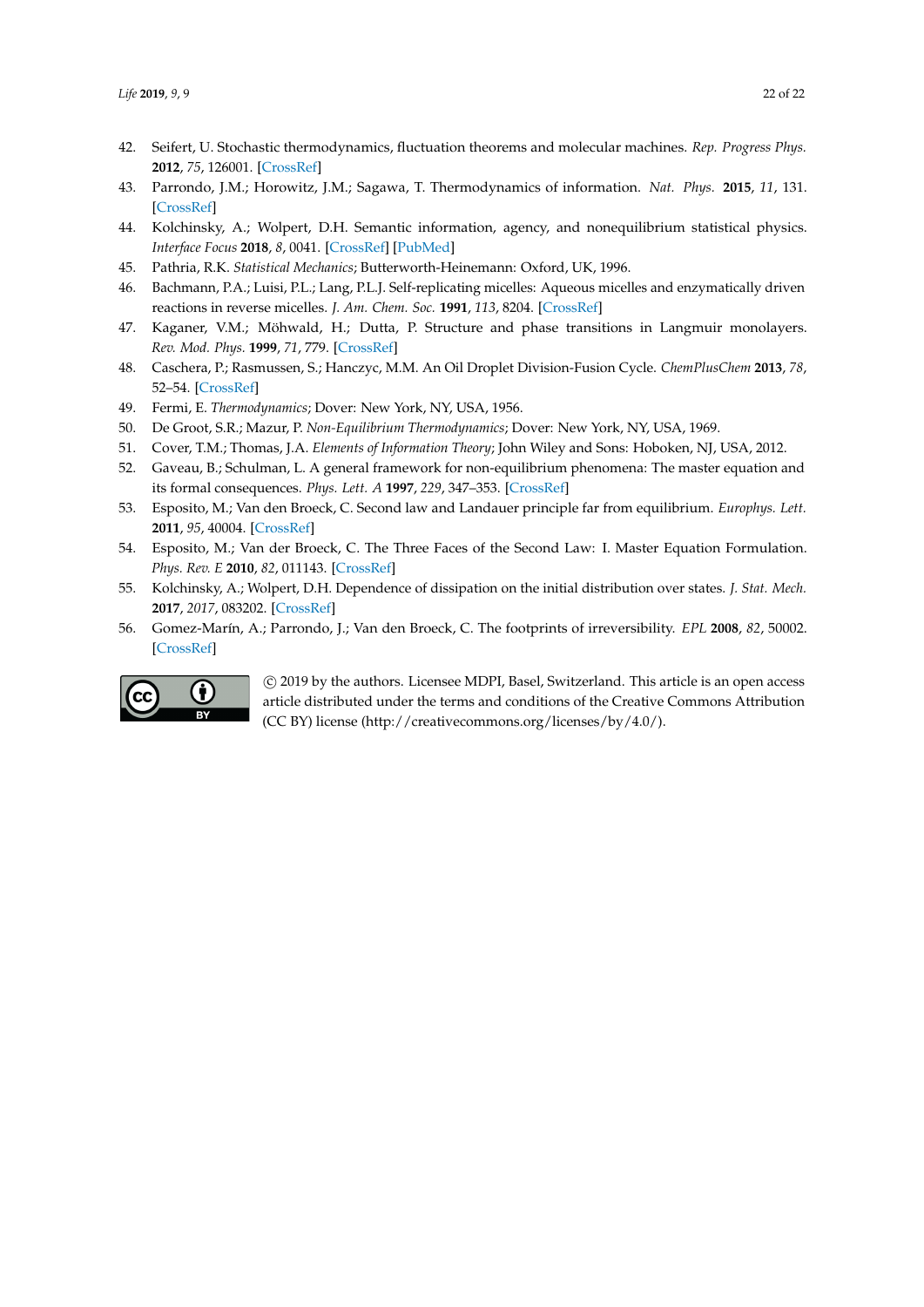42. Seifert, U. Stochastic thermodynamics, fluctuation theorems and molecular machines. *Rep. Progress Phys.* **2012**, *75*, 126001. [CrossRef]
43. Parrondo, J.M.; Horowitz, J.M.; Sagawa, T. Thermodynamics of information. *Nat. Phys.* **2015**, *11*, 131. [CrossRef]
44. Kolchinsky, A.; Wolpert, D.H. Semantic information, agency, and nonequilibrium statistical physics. *Interface Focus* **2018**, *8*, 0041. [CrossRef] [PubMed]
45. Pathria, R.K. *Statistical Mechanics*; Butterworth-Heinemann: Oxford, UK, 1996.
46. Bachmann, P.A.; Luisi, P.L.; Lang, P.L.J. Self-replicating micelles: Aqueous micelles and enzymatically driven reactions in reverse micelles. *J. Am. Chem. Soc.* **1991**, *113*, 8204. [CrossRef]
47. Kaganer, V.M.; Möhwald, H.; Dutta, P. Structure and phase transitions in Langmuir monolayers. *Rev. Mod. Phys.* **1999**, *71*, 779. [CrossRef]
48. Caschera, P.; Rasmussen, S.; Hanczyc, M.M. An Oil Droplet Division-Fusion Cycle. *ChemPlusChem* **2013**, *78*, 52–54. [CrossRef]
49. Fermi, E. *Thermodynamics*; Dover: New York, NY, USA, 1956.
50. De Groot, S.R.; Mazur, P. *Non-Equilibrium Thermodynamics*; Dover: New York, NY, USA, 1969.
51. Cover, T.M.; Thomas, J.A. *Elements of Information Theory*; John Wiley and Sons: Hoboken, NJ, USA, 2012.
52. Gaveau, B.; Schulman, L. A general framework for non-equilibrium phenomena: The master equation and its formal consequences. *Phys. Lett. A* **1997**, *229*, 347–353. [CrossRef]
53. Esposito, M.; Van den Broeck, C. Second law and Landauer principle far from equilibrium. *Europhys. Lett.* **2011**, *95*, 40004. [CrossRef]
54. Esposito, M.; Van der Broeck, C. The Three Faces of the Second Law: I. Master Equation Formulation. *Phys. Rev. E* **2010**, *82*, 011143. [CrossRef]
55. Kolchinsky, A.; Wolpert, D.H. Dependence of dissipation on the initial distribution over states. *J. Stat. Mech.* **2017**, *2017*, 083202. [CrossRef]
56. Gomez-Marín, A.; Parrondo, J.; Van den Broeck, C. The footprints of irreversibility. *EPL* **2008**, *82*, 50002. [CrossRef]

© 2019 by the authors. Licensee MDPI, Basel, Switzerland. This article is an open access article distributed under the terms and conditions of the Creative Commons Attribution (CC BY) license (http://creativecommons.org/licenses/by/4.0/).